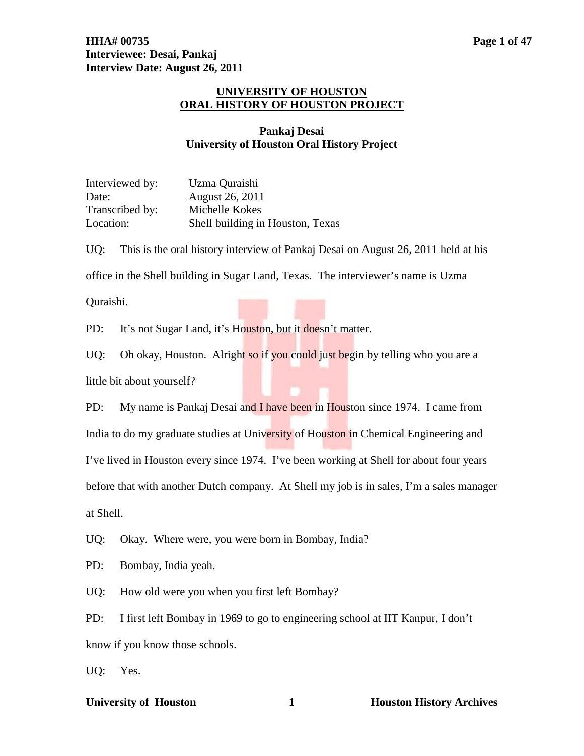# UNIVERSITY OF HOUSTON
# ORAL HISTORY OF HOUSTON PROJECT

## Pankaj Desai
## University of Houston Oral History Project

Interviewed by: Uzma Quraishi
Date: August 26, 2011
Transcribed by: Michelle Kokes
Location: Shell building in Houston, Texas

UQ: This is the oral history interview of Pankaj Desai on August 26, 2011 held at his office in the Shell building in Sugar Land, Texas. The interviewer's name is Uzma Quraishi.

PD: It's not Sugar Land, it's Houston, but it doesn't matter.

UQ: Oh okay, Houston. Alright so if you could just begin by telling who you are a little bit about yourself?

PD: My name is Pankaj Desai and I have been in Houston since 1974. I came from India to do my graduate studies at University of Houston in Chemical Engineering and I've lived in Houston every since 1974. I've been working at Shell for about four years before that with another Dutch company. At Shell my job is in sales, I'm a sales manager at Shell.

UQ: Okay. Where were, you were born in Bombay, India?

PD: Bombay, India yeah.

UQ: How old were you when you first left Bombay?

PD: I first left Bombay in 1969 to go to engineering school at IIT Kanpur, I don't know if you know those schools.

UQ: Yes.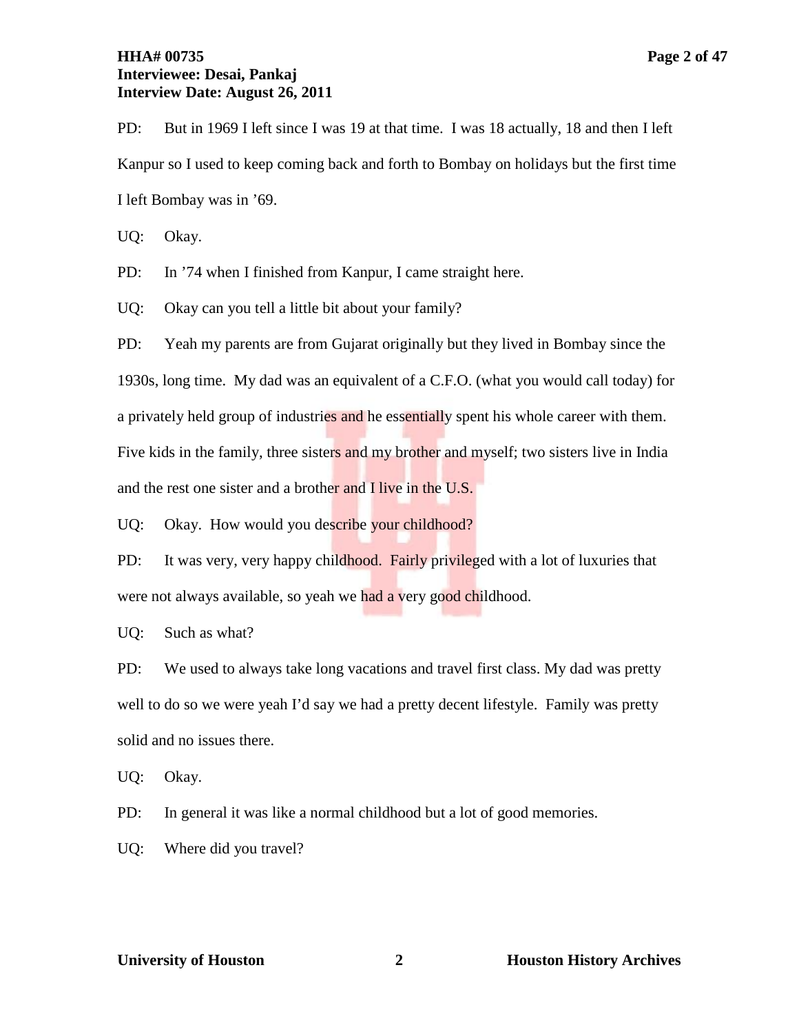PD: But in 1969 I left since I was 19 at that time. I was 18 actually, 18 and then I left Kanpur so I used to keep coming back and forth to Bombay on holidays but the first time I left Bombay was in ’69.

UQ: Okay.

PD: In ’74 when I finished from Kanpur, I came straight here.

UQ: Okay can you tell a little bit about your family?

PD: Yeah my parents are from Gujarat originally but they lived in Bombay since the 1930s, long time. My dad was an equivalent of a C.F.O. (what you would call today) for a privately held group of industries and he essentially spent his whole career with them. Five kids in the family, three sisters and my brother and myself; two sisters live in India and the rest one sister and a brother and I live in the U.S.

UQ: Okay. How would you describe your childhood?

PD: It was very, very happy childhood. Fairly privileged with a lot of luxuries that were not always available, so yeah we had a very good childhood.

UQ: Such as what?

PD: We used to always take long vacations and travel first class. My dad was pretty well to do so we were yeah I’d say we had a pretty decent lifestyle. Family was pretty solid and no issues there.

UQ: Okay.

PD: In general it was like a normal childhood but a lot of good memories.

UQ: Where did you travel?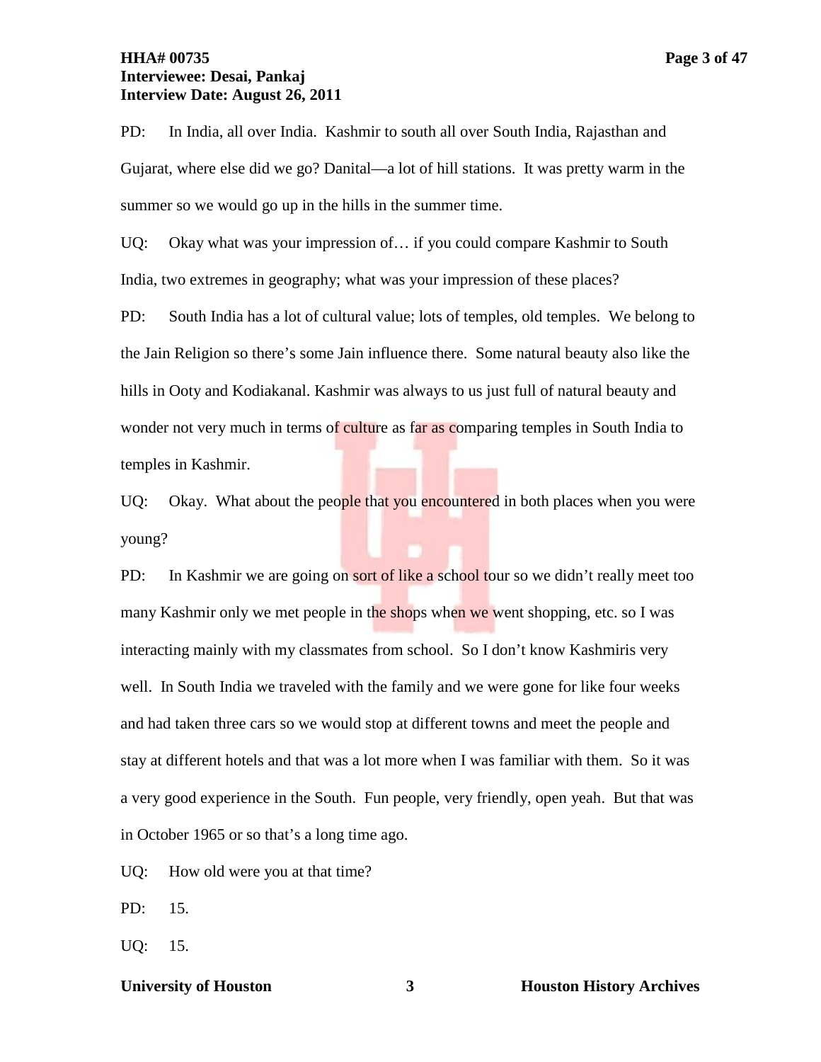PD: In India, all over India. Kashmir to south all over South India, Rajasthan and Gujarat, where else did we go? Danital—a lot of hill stations. It was pretty warm in the summer so we would go up in the hills in the summer time.

UQ: Okay what was your impression of… if you could compare Kashmir to South India, two extremes in geography; what was your impression of these places?

PD: South India has a lot of cultural value; lots of temples, old temples. We belong to the Jain Religion so there's some Jain influence there. Some natural beauty also like the hills in Ooty and Kodiakanal. Kashmir was always to us just full of natural beauty and wonder not very much in terms of culture as far as comparing temples in South India to temples in Kashmir.

UQ: Okay. What about the people that you encountered in both places when you were young?

PD: In Kashmir we are going on sort of like a school tour so we didn't really meet too many Kashmir only we met people in the shops when we went shopping, etc. so I was interacting mainly with my classmates from school. So I don't know Kashmiris very well. In South India we traveled with the family and we were gone for like four weeks and had taken three cars so we would stop at different towns and meet the people and stay at different hotels and that was a lot more when I was familiar with them. So it was a very good experience in the South. Fun people, very friendly, open yeah. But that was in October 1965 or so that's a long time ago.

UQ: How old were you at that time?

PD: 15.

UQ: 15.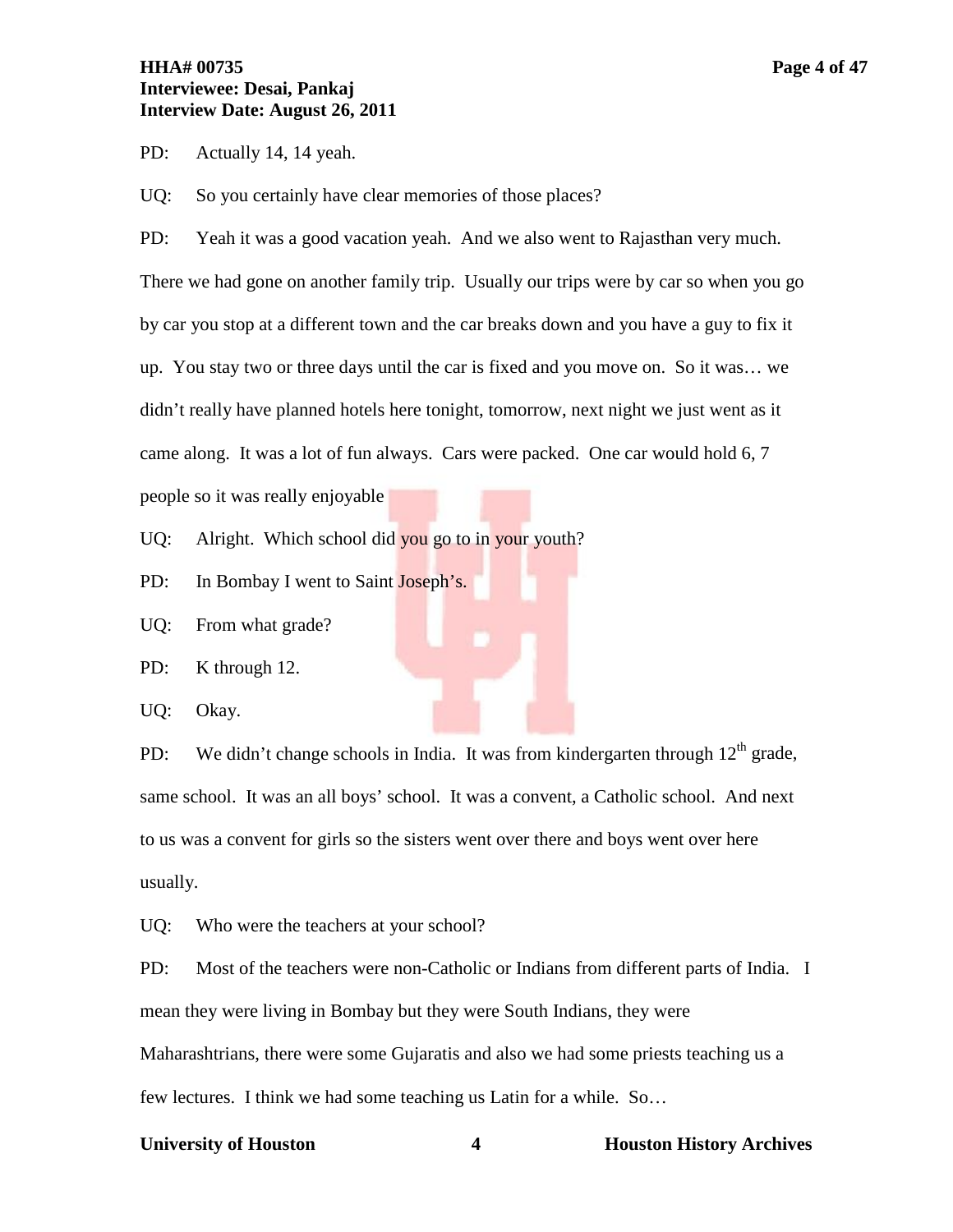PD: Actually 14, 14 yeah.

UQ: So you certainly have clear memories of those places?

PD: Yeah it was a good vacation yeah. And we also went to Rajasthan very much. There we had gone on another family trip. Usually our trips were by car so when you go by car you stop at a different town and the car breaks down and you have a guy to fix it up. You stay two or three days until the car is fixed and you move on. So it was… we didn't really have planned hotels here tonight, tomorrow, next night we just went as it came along. It was a lot of fun always. Cars were packed. One car would hold 6, 7 people so it was really enjoyable

UQ: Alright. Which school did you go to in your youth?

PD: In Bombay I went to Saint Joseph's.

UQ: From what grade?

PD: K through 12.

UQ: Okay.

PD: We didn't change schools in India. It was from kindergarten through 12th grade, same school. It was an all boys' school. It was a convent, a Catholic school. And next to us was a convent for girls so the sisters went over there and boys went over here usually.

UQ: Who were the teachers at your school?

PD: Most of the teachers were non-Catholic or Indians from different parts of India. I mean they were living in Bombay but they were South Indians, they were Maharashtrians, there were some Gujaratis and also we had some priests teaching us a few lectures. I think we had some teaching us Latin for a while. So…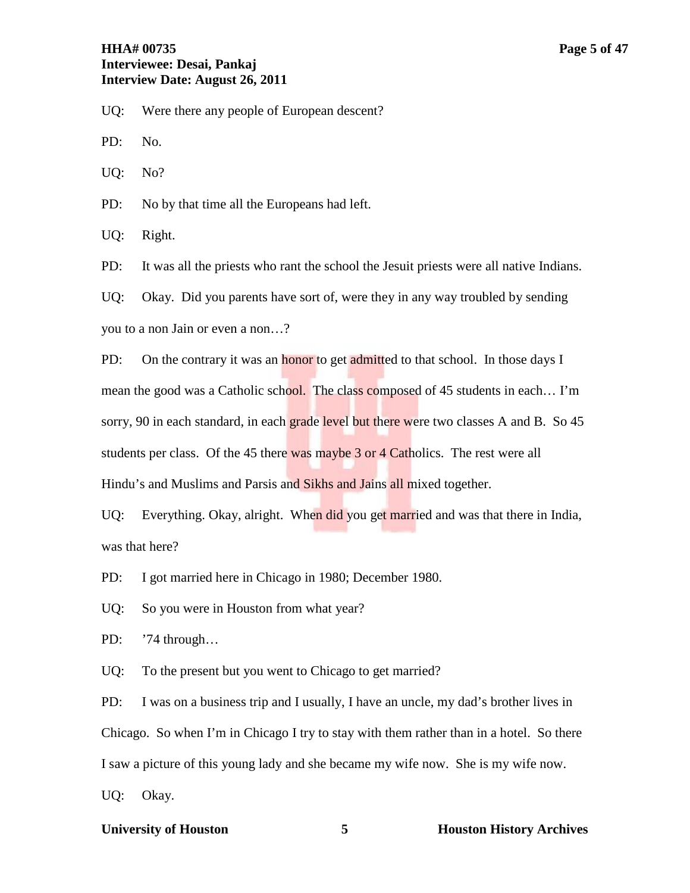UQ: Were there any people of European descent?

PD: No.

UQ: No?

PD: No by that time all the Europeans had left.

UQ: Right.

PD: It was all the priests who rant the school the Jesuit priests were all native Indians.

UQ: Okay. Did you parents have sort of, were they in any way troubled by sending you to a non Jain or even a non…?

PD: On the contrary it was an honor to get admitted to that school. In those days I mean the good was a Catholic school. The class composed of 45 students in each… I'm sorry, 90 in each standard, in each grade level but there were two classes A and B. So 45 students per class. Of the 45 there was maybe 3 or 4 Catholics. The rest were all Hindu's and Muslims and Parsis and Sikhs and Jains all mixed together.

UQ: Everything. Okay, alright. When did you get married and was that there in India, was that here?

PD: I got married here in Chicago in 1980; December 1980.

UQ: So you were in Houston from what year?

PD: '74 through…

UQ: To the present but you went to Chicago to get married?

PD: I was on a business trip and I usually, I have an uncle, my dad's brother lives in Chicago. So when I'm in Chicago I try to stay with them rather than in a hotel. So there I saw a picture of this young lady and she became my wife now. She is my wife now.

UQ: Okay.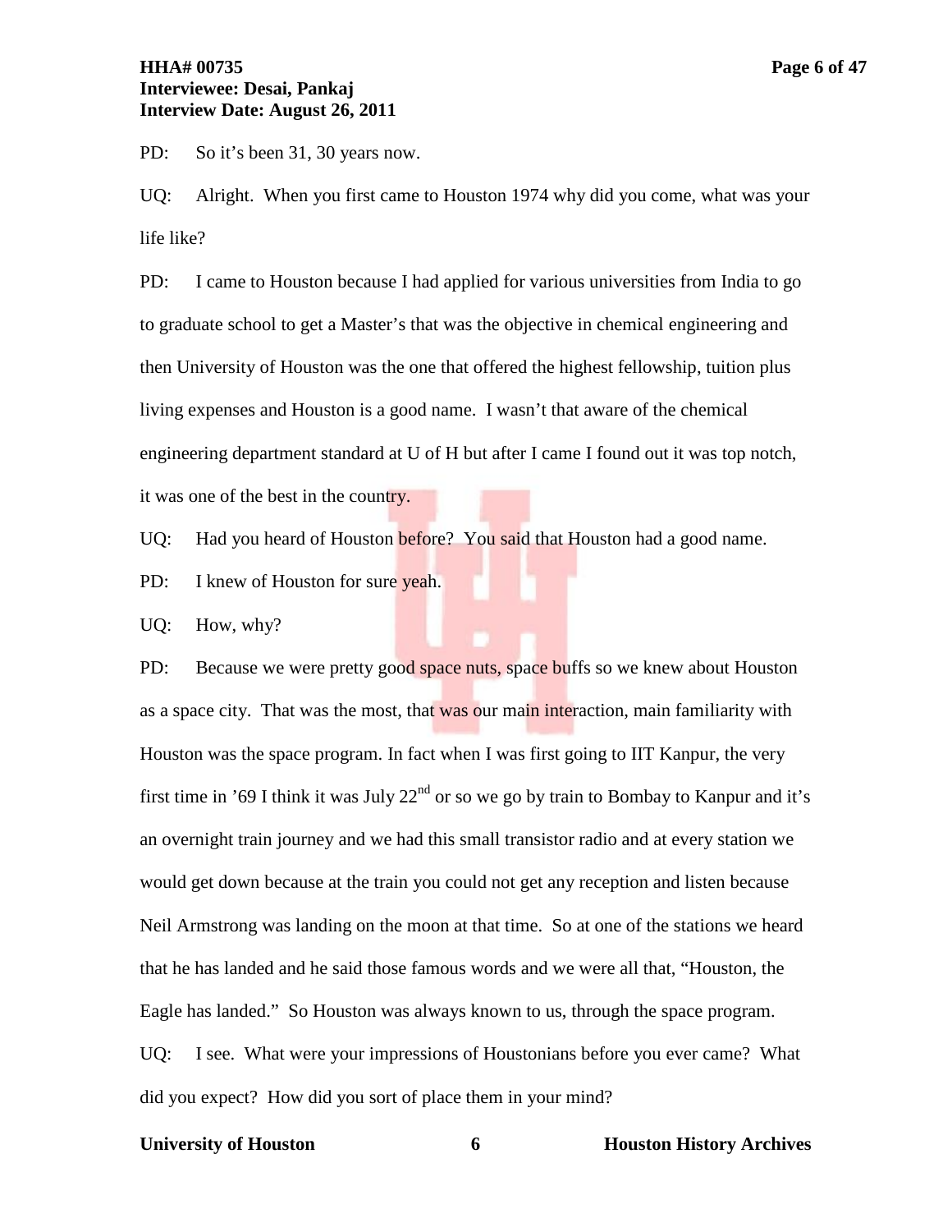PD: So it's been 31, 30 years now.

UQ: Alright. When you first came to Houston 1974 why did you come, what was your life like?

PD: I came to Houston because I had applied for various universities from India to go to graduate school to get a Master's that was the objective in chemical engineering and then University of Houston was the one that offered the highest fellowship, tuition plus living expenses and Houston is a good name. I wasn't that aware of the chemical engineering department standard at U of H but after I came I found out it was top notch, it was one of the best in the country.

UQ: Had you heard of Houston before? You said that Houston had a good name.

PD: I knew of Houston for sure yeah.

UQ: How, why?

PD: Because we were pretty good space nuts, space buffs so we knew about Houston as a space city. That was the most, that was our main interaction, main familiarity with Houston was the space program. In fact when I was first going to IIT Kanpur, the very first time in '69 I think it was July 22nd or so we go by train to Bombay to Kanpur and it's an overnight train journey and we had this small transistor radio and at every station we would get down because at the train you could not get any reception and listen because Neil Armstrong was landing on the moon at that time. So at one of the stations we heard that he has landed and he said those famous words and we were all that, "Houston, the Eagle has landed." So Houston was always known to us, through the space program.

UQ: I see. What were your impressions of Houstonians before you ever came? What did you expect? How did you sort of place them in your mind?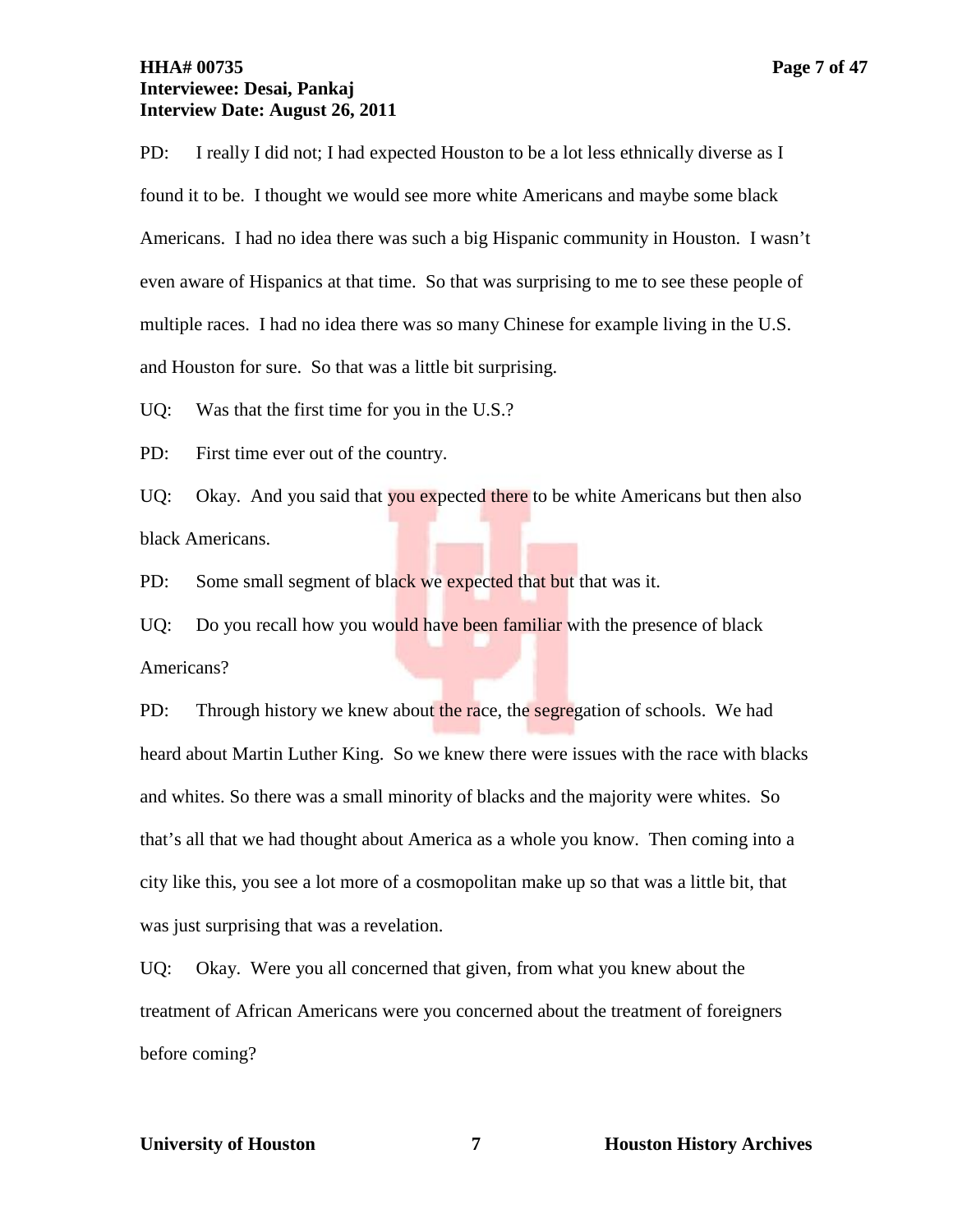PD: I really I did not; I had expected Houston to be a lot less ethnically diverse as I found it to be. I thought we would see more white Americans and maybe some black Americans. I had no idea there was such a big Hispanic community in Houston. I wasn't even aware of Hispanics at that time. So that was surprising to me to see these people of multiple races. I had no idea there was so many Chinese for example living in the U.S. and Houston for sure. So that was a little bit surprising.

UQ: Was that the first time for you in the U.S.?

PD: First time ever out of the country.

UQ: Okay. And you said that you expected there to be white Americans but then also black Americans.

PD: Some small segment of black we expected that but that was it.

UQ: Do you recall how you would have been familiar with the presence of black Americans?

PD: Through history we knew about the race, the segregation of schools. We had heard about Martin Luther King. So we knew there were issues with the race with blacks and whites. So there was a small minority of blacks and the majority were whites. So that's all that we had thought about America as a whole you know. Then coming into a city like this, you see a lot more of a cosmopolitan make up so that was a little bit, that was just surprising that was a revelation.

UQ: Okay. Were you all concerned that given, from what you knew about the treatment of African Americans were you concerned about the treatment of foreigners before coming?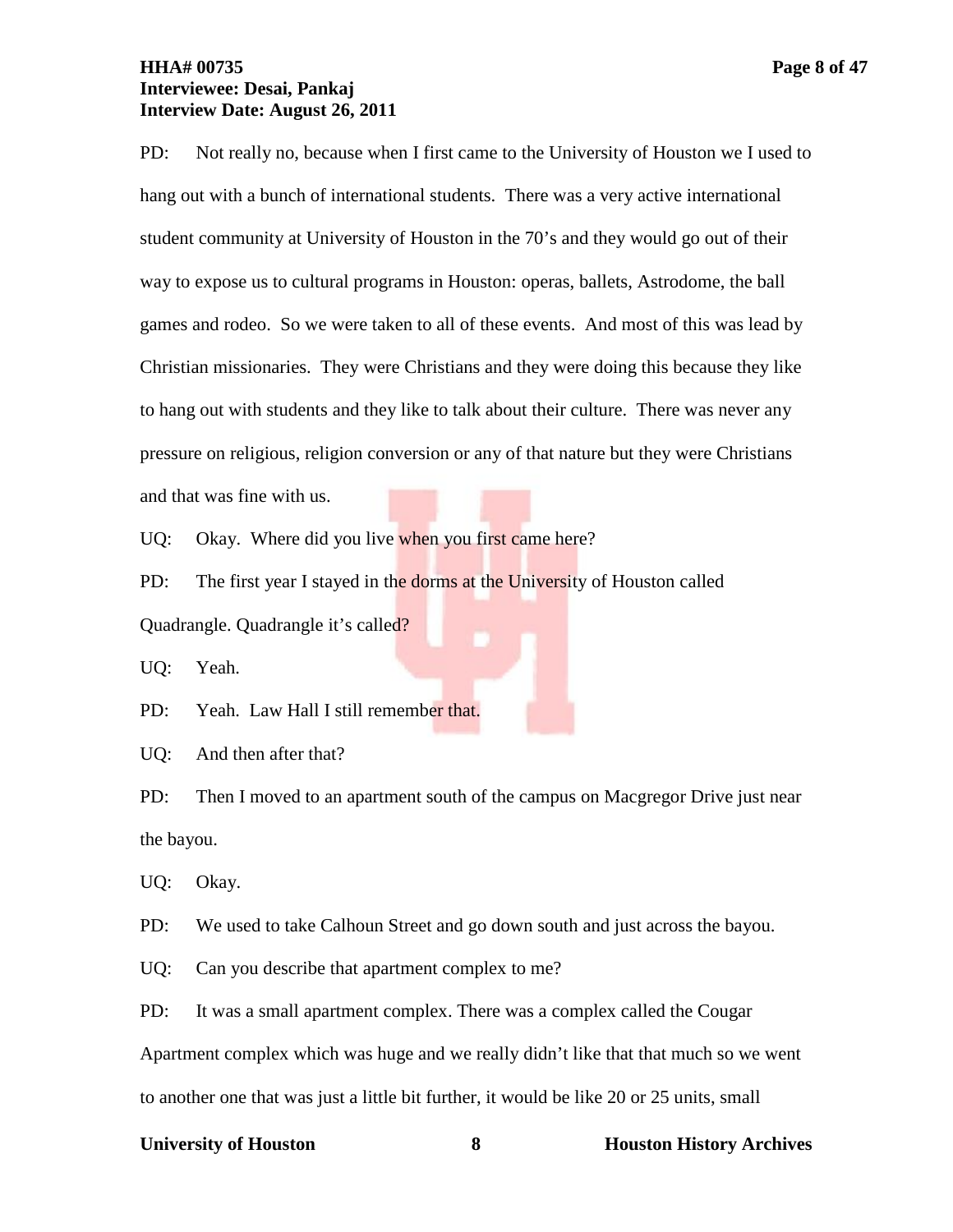PD: Not really no, because when I first came to the University of Houston we I used to hang out with a bunch of international students. There was a very active international student community at University of Houston in the 70's and they would go out of their way to expose us to cultural programs in Houston: operas, ballets, Astrodome, the ball games and rodeo. So we were taken to all of these events. And most of this was lead by Christian missionaries. They were Christians and they were doing this because they like to hang out with students and they like to talk about their culture. There was never any pressure on religious, religion conversion or any of that nature but they were Christians and that was fine with us.

UQ: Okay. Where did you live when you first came here?

PD: The first year I stayed in the dorms at the University of Houston called Quadrangle. Quadrangle it's called?

UQ: Yeah.

PD: Yeah. Law Hall I still remember that.

UQ: And then after that?

PD: Then I moved to an apartment south of the campus on Macgregor Drive just near the bayou.

UQ: Okay.

PD: We used to take Calhoun Street and go down south and just across the bayou.

UQ: Can you describe that apartment complex to me?

PD: It was a small apartment complex. There was a complex called the Cougar Apartment complex which was huge and we really didn't like that that much so we went to another one that was just a little bit further, it would be like 20 or 25 units, small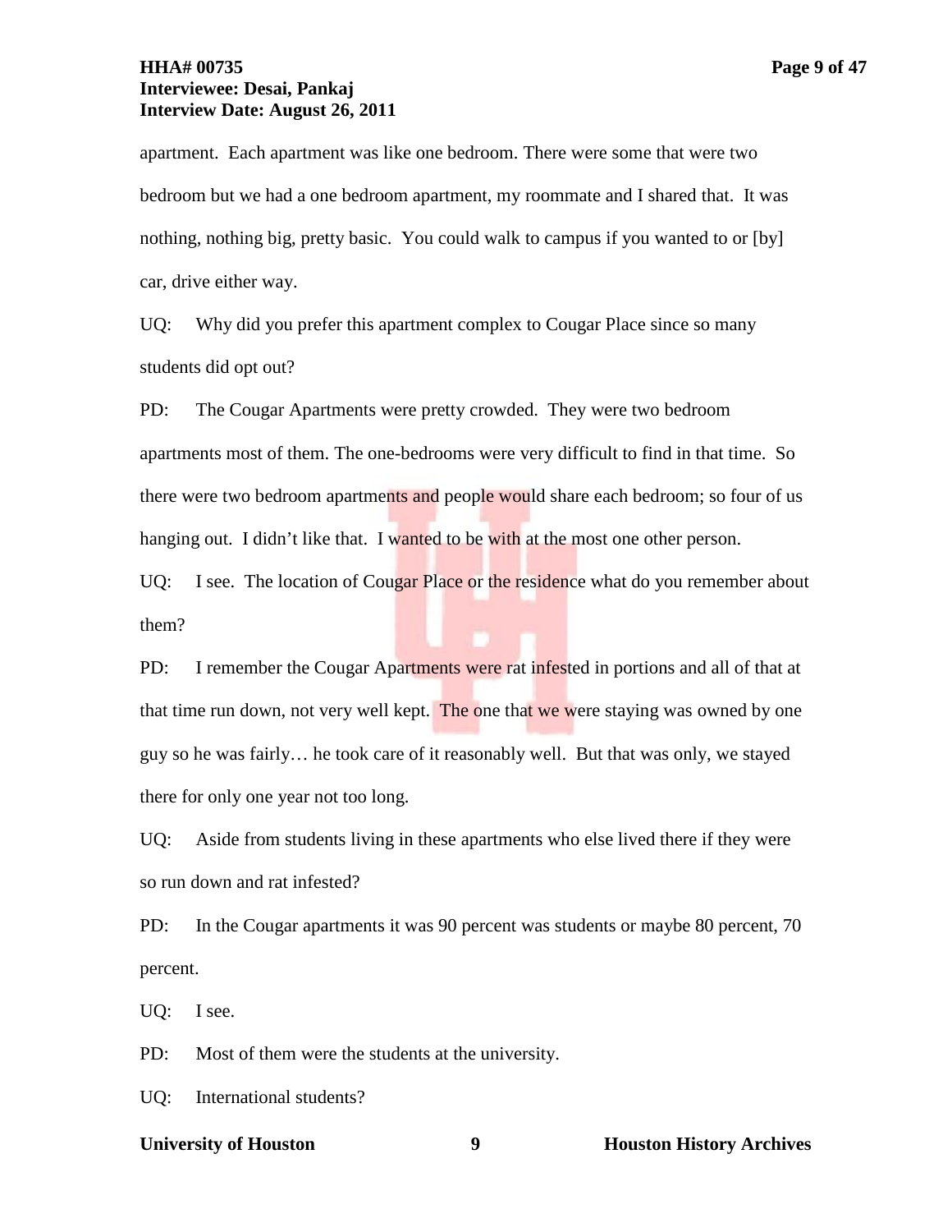apartment. Each apartment was like one bedroom. There were some that were two bedroom but we had a one bedroom apartment, my roommate and I shared that. It was nothing, nothing big, pretty basic. You could walk to campus if you wanted to or [by] car, drive either way.

UQ: Why did you prefer this apartment complex to Cougar Place since so many students did opt out?

PD: The Cougar Apartments were pretty crowded. They were two bedroom apartments most of them. The one-bedrooms were very difficult to find in that time. So there were two bedroom apartments and people would share each bedroom; so four of us hanging out. I didn't like that. I wanted to be with at the most one other person.

UQ: I see. The location of Cougar Place or the residence what do you remember about them?

PD: I remember the Cougar Apartments were rat infested in portions and all of that at that time run down, not very well kept. The one that we were staying was owned by one guy so he was fairly… he took care of it reasonably well. But that was only, we stayed there for only one year not too long.

UQ: Aside from students living in these apartments who else lived there if they were so run down and rat infested?

PD: In the Cougar apartments it was 90 percent was students or maybe 80 percent, 70 percent.

UQ: I see.

PD: Most of them were the students at the university.

UQ: International students?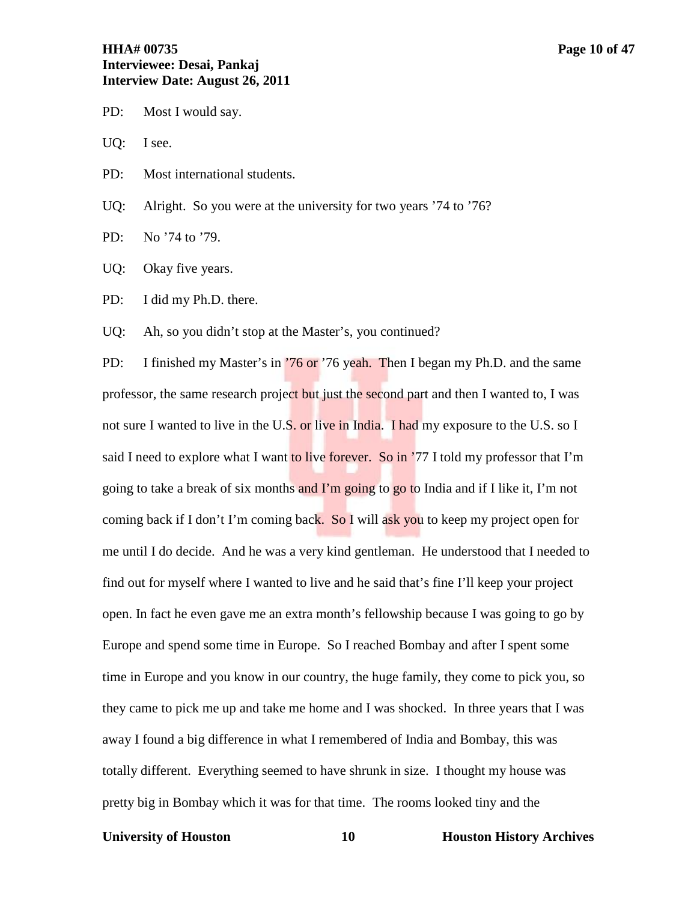PD: Most I would say.

UQ: I see.

PD: Most international students.

UQ: Alright. So you were at the university for two years ’74 to ’76?

PD: No ’74 to ’79.

UQ: Okay five years.

PD: I did my Ph.D. there.

UQ: Ah, so you didn’t stop at the Master’s, you continued?

PD: I finished my Master’s in ’76 or ’76 yeah. Then I began my Ph.D. and the same professor, the same research project but just the second part and then I wanted to, I was not sure I wanted to live in the U.S. or live in India. I had my exposure to the U.S. so I said I need to explore what I want to live forever. So in ’77 I told my professor that I’m going to take a break of six months and I’m going to go to India and if I like it, I’m not coming back if I don’t I’m coming back. So I will ask you to keep my project open for me until I do decide. And he was a very kind gentleman. He understood that I needed to find out for myself where I wanted to live and he said that’s fine I’ll keep your project open. In fact he even gave me an extra month’s fellowship because I was going to go by Europe and spend some time in Europe. So I reached Bombay and after I spent some time in Europe and you know in our country, the huge family, they come to pick you, so they came to pick me up and take me home and I was shocked. In three years that I was away I found a big difference in what I remembered of India and Bombay, this was totally different. Everything seemed to have shrunk in size. I thought my house was pretty big in Bombay which it was for that time. The rooms looked tiny and the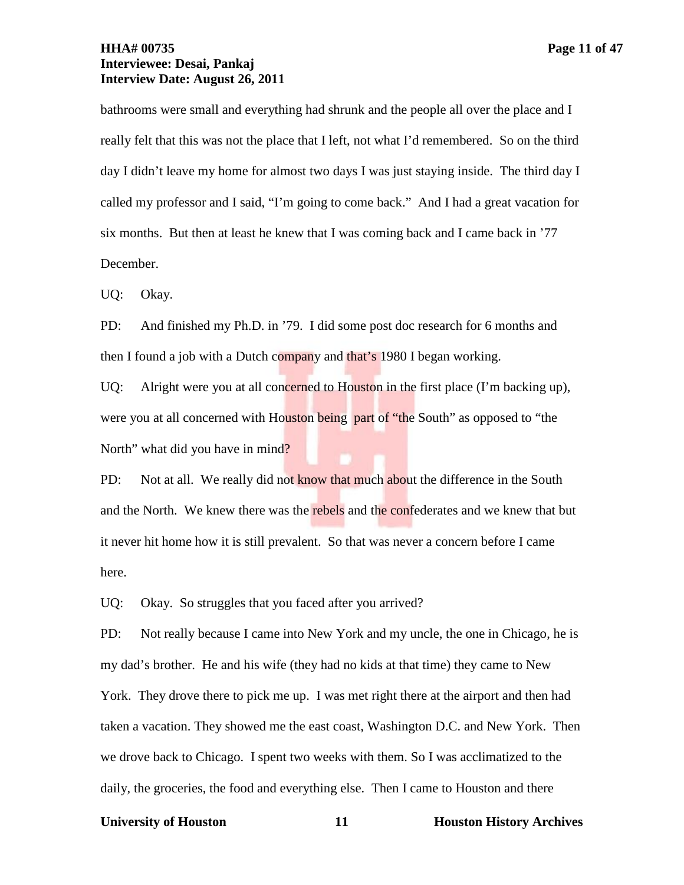bathrooms were small and everything had shrunk and the people all over the place and I really felt that this was not the place that I left, not what I'd remembered. So on the third day I didn't leave my home for almost two days I was just staying inside. The third day I called my professor and I said, "I'm going to come back." And I had a great vacation for six months. But then at least he knew that I was coming back and I came back in '77 December.

UQ: Okay.

PD: And finished my Ph.D. in '79. I did some post doc research for 6 months and then I found a job with a Dutch company and that's 1980 I began working.

UQ: Alright were you at all concerned to Houston in the first place (I'm backing up), were you at all concerned with Houston being part of "the South" as opposed to "the North" what did you have in mind?

PD: Not at all. We really did not know that much about the difference in the South and the North. We knew there was the rebels and the confederates and we knew that but it never hit home how it is still prevalent. So that was never a concern before I came here.

UQ: Okay. So struggles that you faced after you arrived?

PD: Not really because I came into New York and my uncle, the one in Chicago, he is my dad's brother. He and his wife (they had no kids at that time) they came to New York. They drove there to pick me up. I was met right there at the airport and then had taken a vacation. They showed me the east coast, Washington D.C. and New York. Then we drove back to Chicago. I spent two weeks with them. So I was acclimatized to the daily, the groceries, the food and everything else. Then I came to Houston and there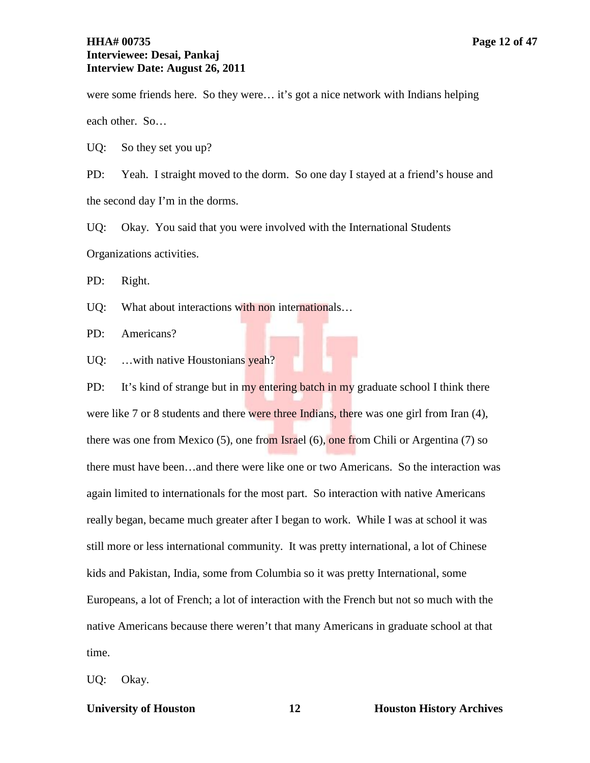were some friends here. So they were… it's got a nice network with Indians helping each other. So…

UQ: So they set you up?

PD: Yeah. I straight moved to the dorm. So one day I stayed at a friend's house and the second day I'm in the dorms.

UQ: Okay. You said that you were involved with the International Students Organizations activities.

PD: Right.

UQ: What about interactions with non internationals…

PD: Americans?

UQ: …with native Houstonians yeah?

PD: It's kind of strange but in my entering batch in my graduate school I think there were like 7 or 8 students and there were three Indians, there was one girl from Iran (4), there was one from Mexico (5), one from Israel (6), one from Chili or Argentina (7) so there must have been…and there were like one or two Americans. So the interaction was again limited to internationals for the most part. So interaction with native Americans really began, became much greater after I began to work. While I was at school it was still more or less international community. It was pretty international, a lot of Chinese kids and Pakistan, India, some from Columbia so it was pretty International, some Europeans, a lot of French; a lot of interaction with the French but not so much with the native Americans because there weren't that many Americans in graduate school at that time.

UQ: Okay.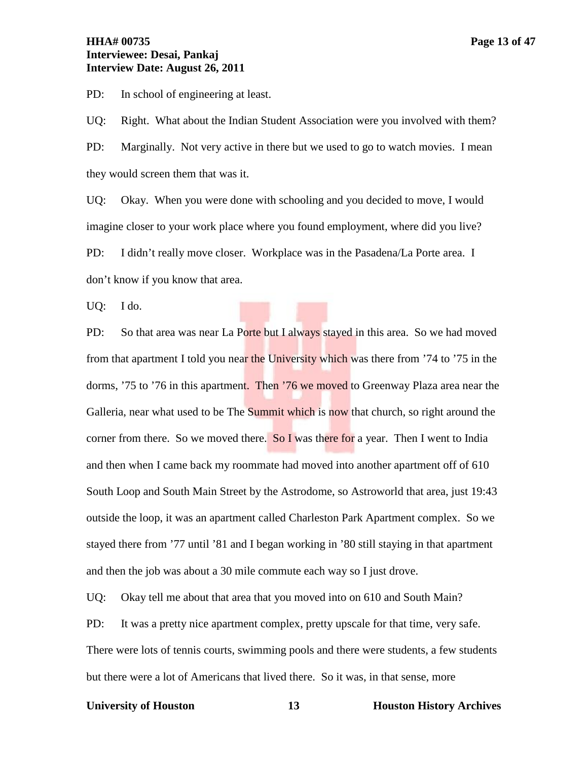PD: In school of engineering at least.

UQ: Right. What about the Indian Student Association were you involved with them?

PD: Marginally. Not very active in there but we used to go to watch movies. I mean they would screen them that was it.

UQ: Okay. When you were done with schooling and you decided to move, I would imagine closer to your work place where you found employment, where did you live?

PD: I didn't really move closer. Workplace was in the Pasadena/La Porte area. I don't know if you know that area.

UQ: I do.

PD: So that area was near La Porte but I always stayed in this area. So we had moved from that apartment I told you near the University which was there from '74 to '75 in the dorms, '75 to '76 in this apartment. Then '76 we moved to Greenway Plaza area near the Galleria, near what used to be The Summit which is now that church, so right around the corner from there. So we moved there. So I was there for a year. Then I went to India and then when I came back my roommate had moved into another apartment off of 610 South Loop and South Main Street by the Astrodome, so Astroworld that area, just 19:43 outside the loop, it was an apartment called Charleston Park Apartment complex. So we stayed there from '77 until '81 and I began working in '80 still staying in that apartment and then the job was about a 30 mile commute each way so I just drove.

UQ: Okay tell me about that area that you moved into on 610 and South Main?

PD: It was a pretty nice apartment complex, pretty upscale for that time, very safe. There were lots of tennis courts, swimming pools and there were students, a few students but there were a lot of Americans that lived there. So it was, in that sense, more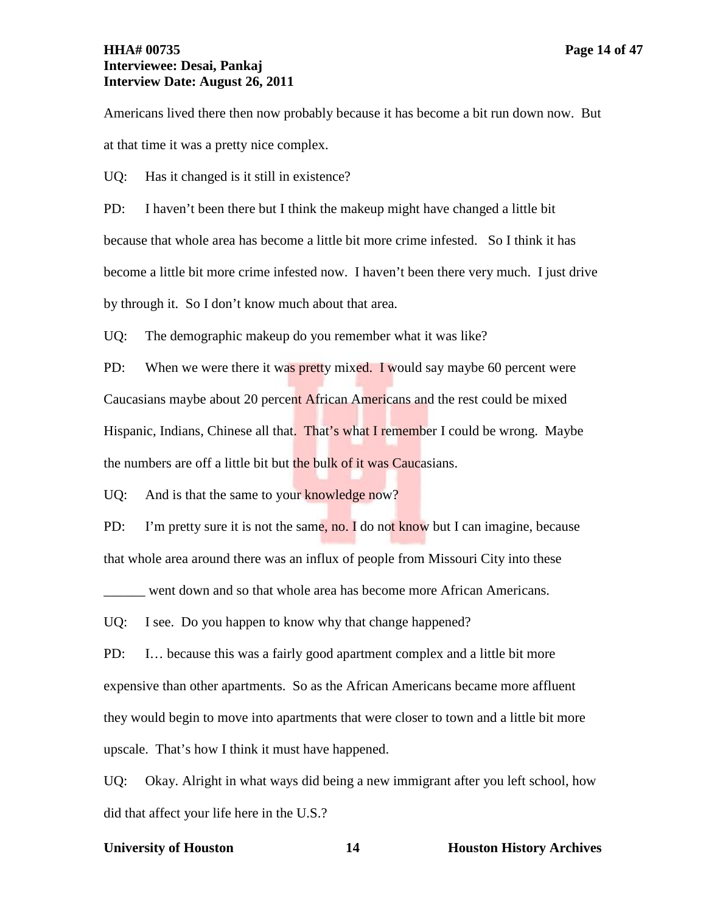Americans lived there then now probably because it has become a bit run down now. But at that time it was a pretty nice complex.

UQ: Has it changed is it still in existence?

PD: I haven't been there but I think the makeup might have changed a little bit because that whole area has become a little bit more crime infested. So I think it has become a little bit more crime infested now. I haven't been there very much. I just drive by through it. So I don't know much about that area.

UQ: The demographic makeup do you remember what it was like?

PD: When we were there it was pretty mixed. I would say maybe 60 percent were Caucasians maybe about 20 percent African Americans and the rest could be mixed Hispanic, Indians, Chinese all that. That's what I remember I could be wrong. Maybe the numbers are off a little bit but the bulk of it was Caucasians.

UQ: And is that the same to your knowledge now?

PD: I'm pretty sure it is not the same, no. I do not know but I can imagine, because that whole area around there was an influx of people from Missouri City into these ______ went down and so that whole area has become more African Americans.

UQ: I see. Do you happen to know why that change happened?

PD: I… because this was a fairly good apartment complex and a little bit more expensive than other apartments. So as the African Americans became more affluent they would begin to move into apartments that were closer to town and a little bit more upscale. That's how I think it must have happened.

UQ: Okay. Alright in what ways did being a new immigrant after you left school, how did that affect your life here in the U.S.?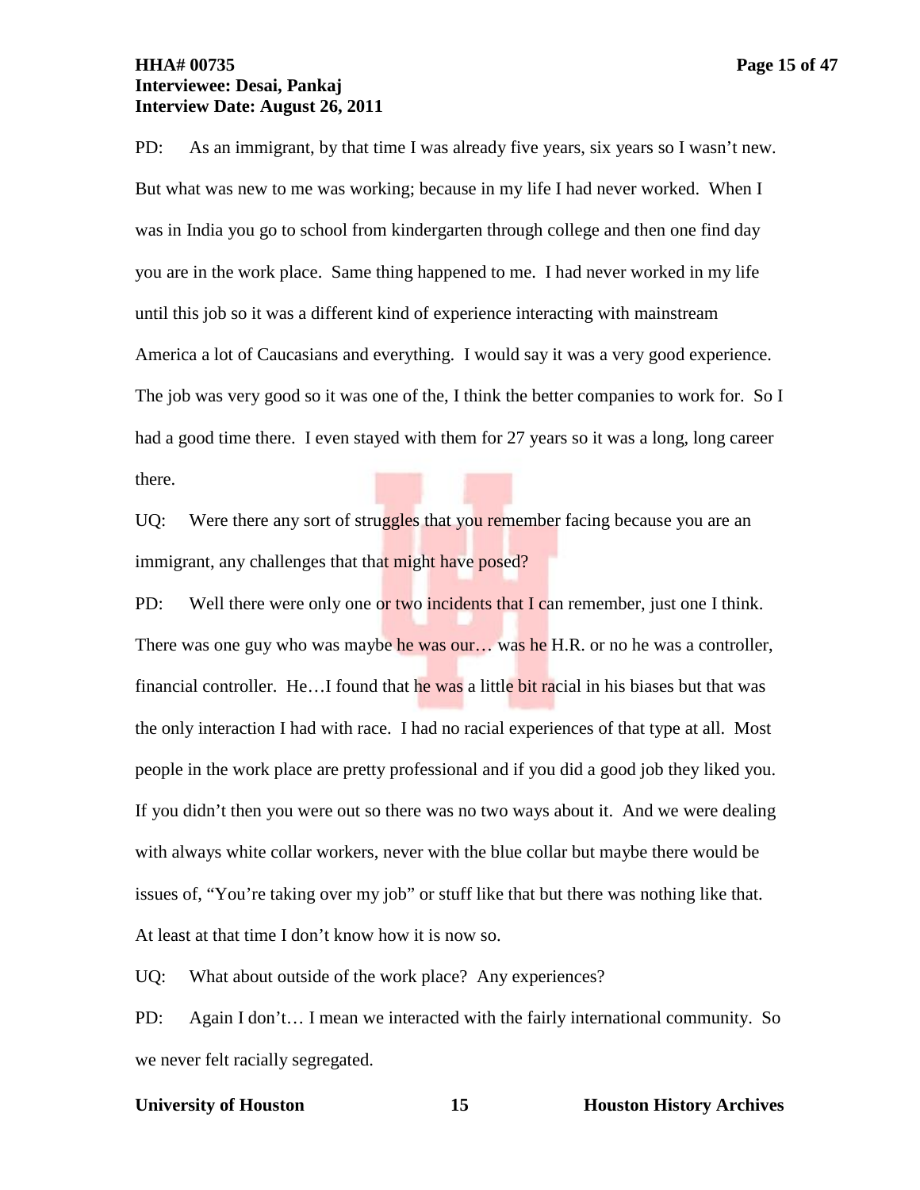PD: As an immigrant, by that time I was already five years, six years so I wasn't new. But what was new to me was working; because in my life I had never worked. When I was in India you go to school from kindergarten through college and then one find day you are in the work place. Same thing happened to me. I had never worked in my life until this job so it was a different kind of experience interacting with mainstream America a lot of Caucasians and everything. I would say it was a very good experience. The job was very good so it was one of the, I think the better companies to work for. So I had a good time there. I even stayed with them for 27 years so it was a long, long career there.

UQ: Were there any sort of struggles that you remember facing because you are an immigrant, any challenges that that might have posed?

PD: Well there were only one or two incidents that I can remember, just one I think. There was one guy who was maybe he was our… was he H.R. or no he was a controller, financial controller. He…I found that he was a little bit racial in his biases but that was the only interaction I had with race. I had no racial experiences of that type at all. Most people in the work place are pretty professional and if you did a good job they liked you. If you didn't then you were out so there was no two ways about it. And we were dealing with always white collar workers, never with the blue collar but maybe there would be issues of, "You're taking over my job" or stuff like that but there was nothing like that. At least at that time I don't know how it is now so.

UQ: What about outside of the work place? Any experiences?

PD: Again I don't… I mean we interacted with the fairly international community. So we never felt racially segregated.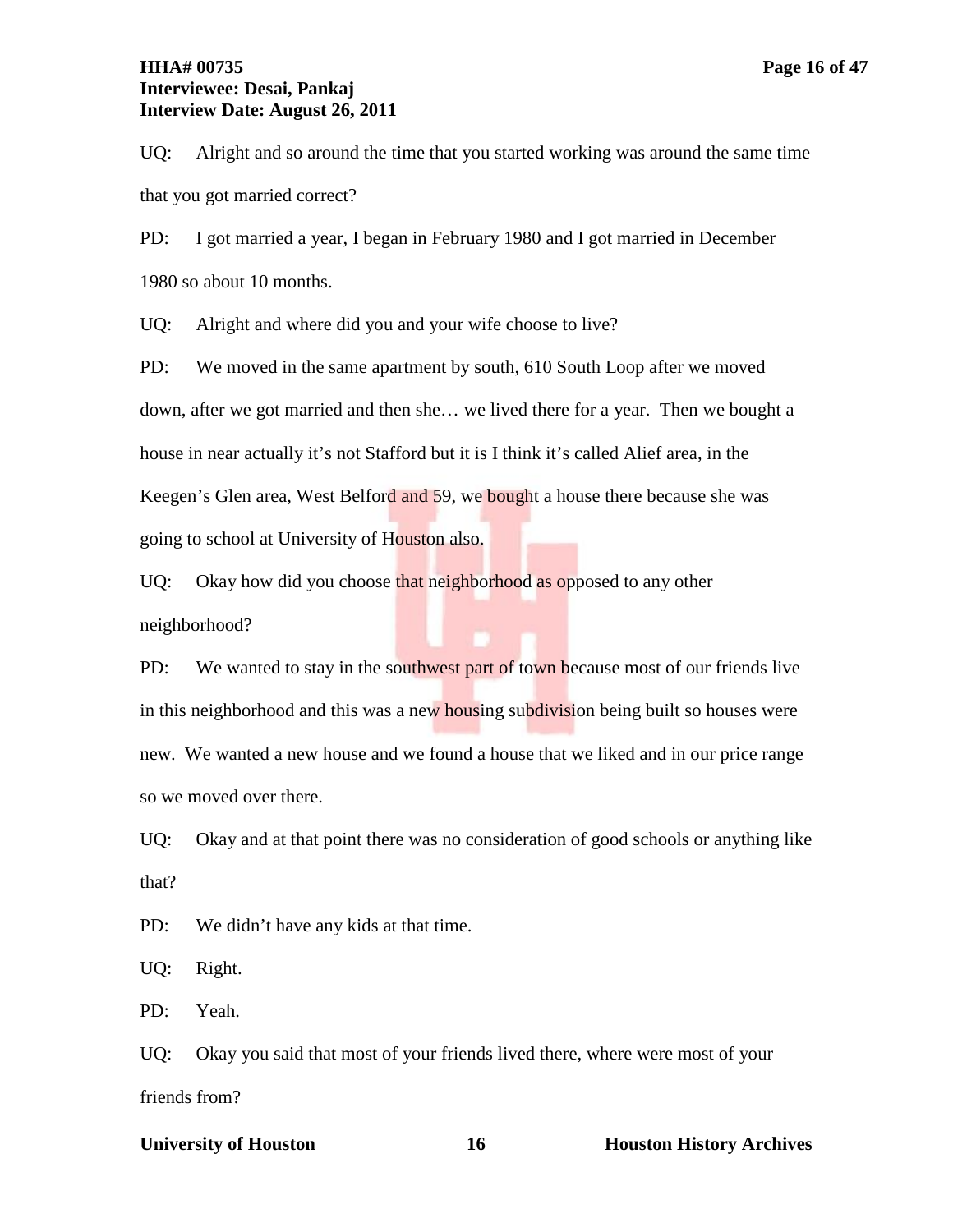UQ: Alright and so around the time that you started working was around the same time that you got married correct?

PD: I got married a year, I began in February 1980 and I got married in December 1980 so about 10 months.

UQ: Alright and where did you and your wife choose to live?

PD: We moved in the same apartment by south, 610 South Loop after we moved down, after we got married and then she… we lived there for a year. Then we bought a house in near actually it's not Stafford but it is I think it's called Alief area, in the Keegen's Glen area, West Belford and 59, we bought a house there because she was going to school at University of Houston also.

UQ: Okay how did you choose that neighborhood as opposed to any other neighborhood?

PD: We wanted to stay in the southwest part of town because most of our friends live in this neighborhood and this was a new housing subdivision being built so houses were new. We wanted a new house and we found a house that we liked and in our price range so we moved over there.

UQ: Okay and at that point there was no consideration of good schools or anything like that?

PD: We didn't have any kids at that time.

UQ: Right.

PD: Yeah.

UQ: Okay you said that most of your friends lived there, where were most of your friends from?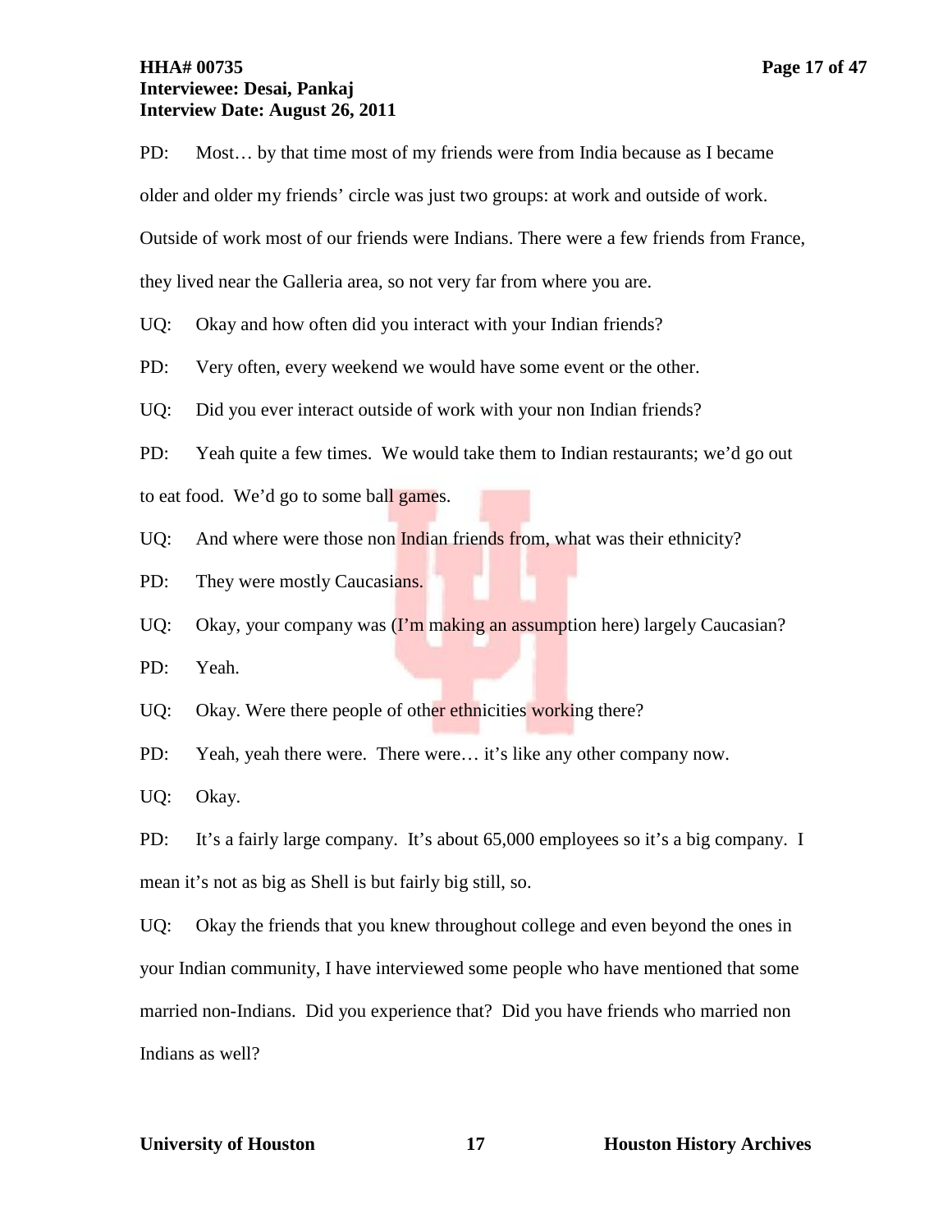PD: Most… by that time most of my friends were from India because as I became older and older my friends' circle was just two groups: at work and outside of work. Outside of work most of our friends were Indians. There were a few friends from France, they lived near the Galleria area, so not very far from where you are.

UQ: Okay and how often did you interact with your Indian friends?

PD: Very often, every weekend we would have some event or the other.

UQ: Did you ever interact outside of work with your non Indian friends?

PD: Yeah quite a few times. We would take them to Indian restaurants; we'd go out to eat food. We'd go to some ball games.

UQ: And where were those non Indian friends from, what was their ethnicity?

PD: They were mostly Caucasians.

UQ: Okay, your company was (I'm making an assumption here) largely Caucasian?

PD: Yeah.

UQ: Okay. Were there people of other ethnicities working there?

PD: Yeah, yeah there were. There were… it's like any other company now.

UQ: Okay.

PD: It's a fairly large company. It's about 65,000 employees so it's a big company. I mean it's not as big as Shell is but fairly big still, so.

UQ: Okay the friends that you knew throughout college and even beyond the ones in your Indian community, I have interviewed some people who have mentioned that some married non-Indians. Did you experience that? Did you have friends who married non Indians as well?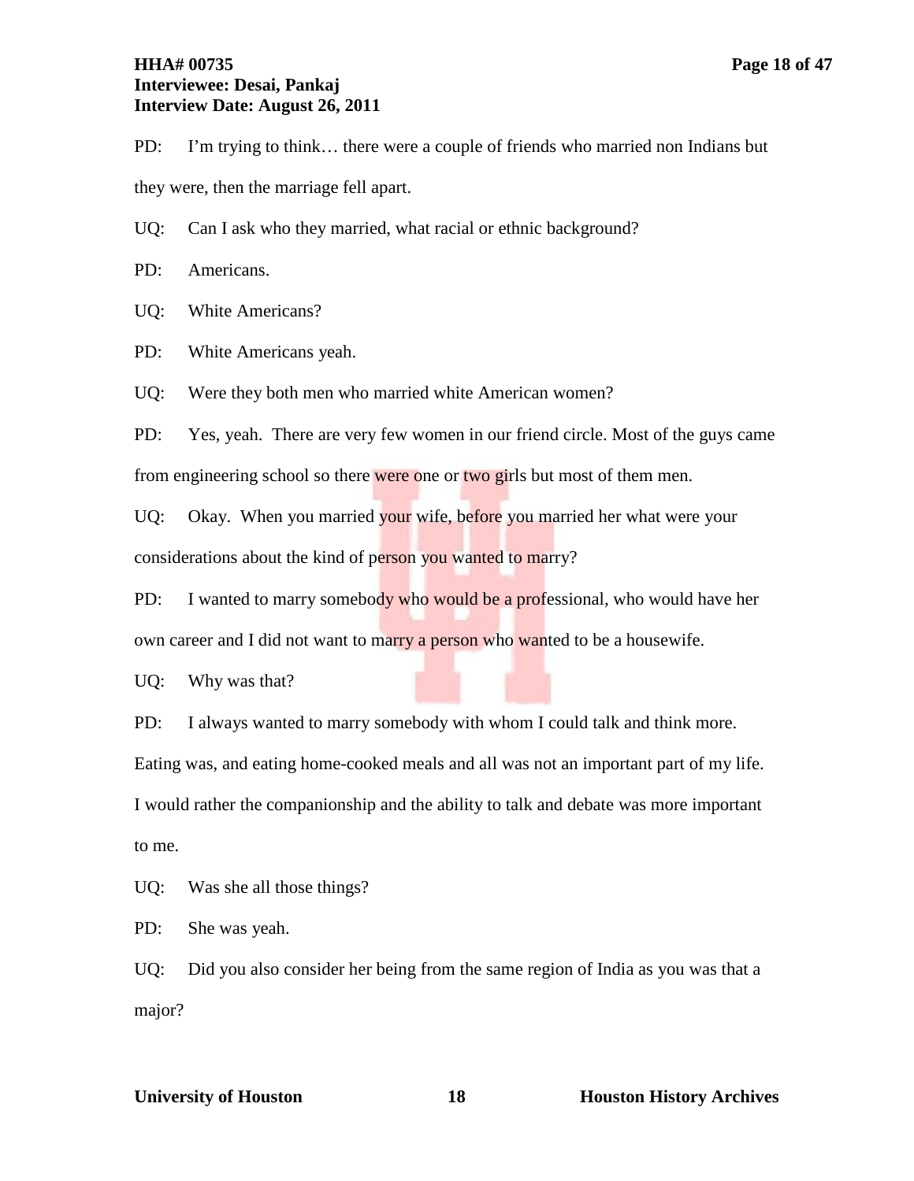PD: I'm trying to think… there were a couple of friends who married non Indians but they were, then the marriage fell apart.

UQ: Can I ask who they married, what racial or ethnic background?

PD: Americans.

UQ: White Americans?

PD: White Americans yeah.

UQ: Were they both men who married white American women?

PD: Yes, yeah. There are very few women in our friend circle. Most of the guys came from engineering school so there were one or two girls but most of them men.

UQ: Okay. When you married your wife, before you married her what were your considerations about the kind of person you wanted to marry?

PD: I wanted to marry somebody who would be a professional, who would have her own career and I did not want to marry a person who wanted to be a housewife.

UQ: Why was that?

PD: I always wanted to marry somebody with whom I could talk and think more. Eating was, and eating home-cooked meals and all was not an important part of my life. I would rather the companionship and the ability to talk and debate was more important to me.

UQ: Was she all those things?

PD: She was yeah.

UQ: Did you also consider her being from the same region of India as you was that a major?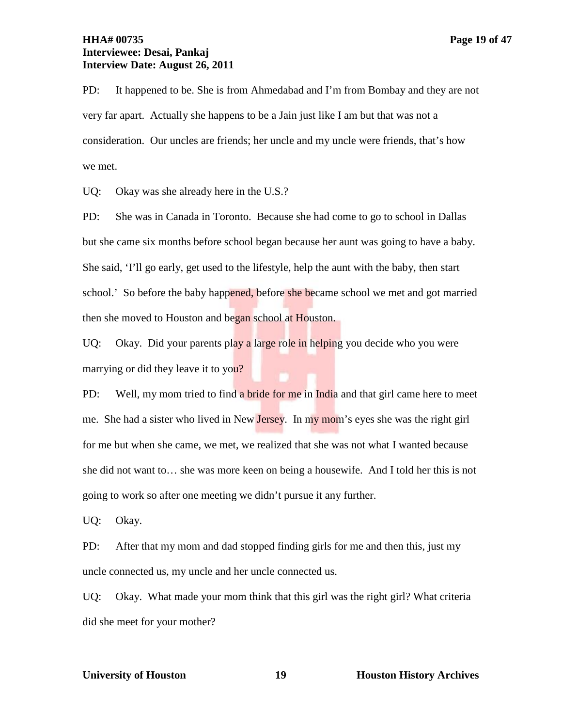PD: It happened to be. She is from Ahmedabad and I'm from Bombay and they are not very far apart. Actually she happens to be a Jain just like I am but that was not a consideration. Our uncles are friends; her uncle and my uncle were friends, that's how we met.

UQ: Okay was she already here in the U.S.?

PD: She was in Canada in Toronto. Because she had come to go to school in Dallas but she came six months before school began because her aunt was going to have a baby. She said, 'I'll go early, get used to the lifestyle, help the aunt with the baby, then start school.' So before the baby happened, before she became school we met and got married then she moved to Houston and began school at Houston.

UQ: Okay. Did your parents play a large role in helping you decide who you were marrying or did they leave it to you?

PD: Well, my mom tried to find a bride for me in India and that girl came here to meet me. She had a sister who lived in New Jersey. In my mom's eyes she was the right girl for me but when she came, we met, we realized that she was not what I wanted because she did not want to… she was more keen on being a housewife. And I told her this is not going to work so after one meeting we didn't pursue it any further.

UQ: Okay.

PD: After that my mom and dad stopped finding girls for me and then this, just my uncle connected us, my uncle and her uncle connected us.

UQ: Okay. What made your mom think that this girl was the right girl? What criteria did she meet for your mother?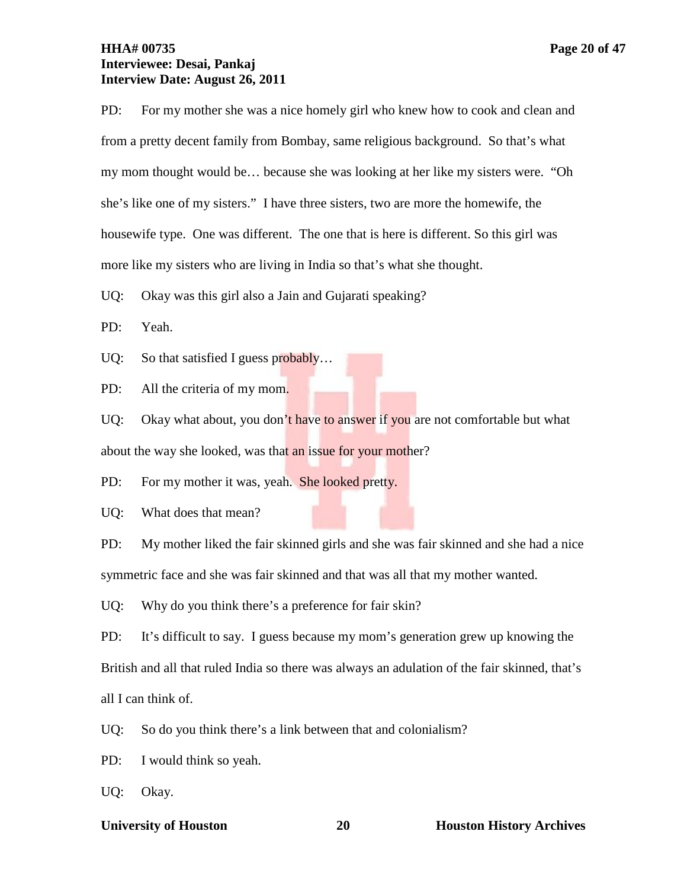PD: For my mother she was a nice homely girl who knew how to cook and clean and from a pretty decent family from Bombay, same religious background. So that's what my mom thought would be… because she was looking at her like my sisters were. "Oh she's like one of my sisters." I have three sisters, two are more the homewife, the housewife type. One was different. The one that is here is different. So this girl was more like my sisters who are living in India so that's what she thought.

UQ: Okay was this girl also a Jain and Gujarati speaking?

PD: Yeah.

UQ: So that satisfied I guess probably…

PD: All the criteria of my mom.

UQ: Okay what about, you don't have to answer if you are not comfortable but what about the way she looked, was that an issue for your mother?

PD: For my mother it was, yeah. She looked pretty.

UQ: What does that mean?

PD: My mother liked the fair skinned girls and she was fair skinned and she had a nice symmetric face and she was fair skinned and that was all that my mother wanted.

UQ: Why do you think there's a preference for fair skin?

PD: It's difficult to say. I guess because my mom's generation grew up knowing the British and all that ruled India so there was always an adulation of the fair skinned, that's all I can think of.

UQ: So do you think there's a link between that and colonialism?

PD: I would think so yeah.

UQ: Okay.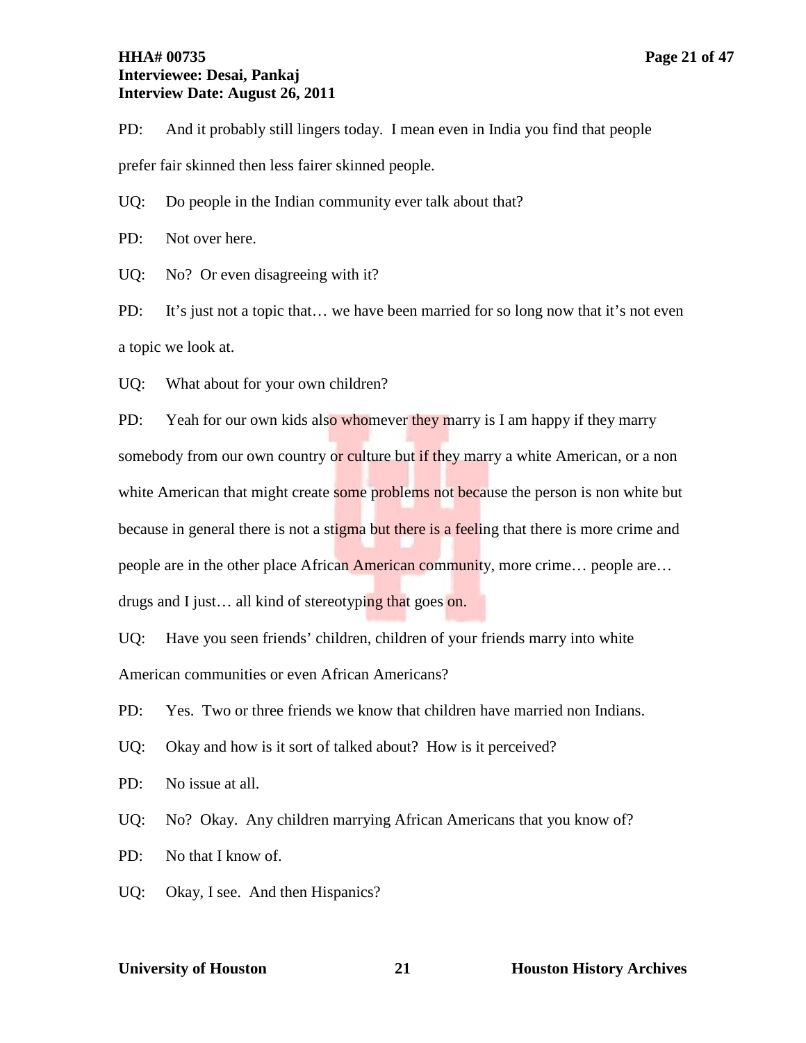PD: And it probably still lingers today. I mean even in India you find that people prefer fair skinned then less fairer skinned people.

UQ: Do people in the Indian community ever talk about that?

PD: Not over here.

UQ: No? Or even disagreeing with it?

PD: It's just not a topic that… we have been married for so long now that it's not even a topic we look at.

UQ: What about for your own children?

PD: Yeah for our own kids also whomever they marry is I am happy if they marry somebody from our own country or culture but if they marry a white American, or a non white American that might create some problems not because the person is non white but because in general there is not a stigma but there is a feeling that there is more crime and people are in the other place African American community, more crime… people are… drugs and I just… all kind of stereotyping that goes on.

UQ: Have you seen friends' children, children of your friends marry into white American communities or even African Americans?

PD: Yes. Two or three friends we know that children have married non Indians.

UQ: Okay and how is it sort of talked about? How is it perceived?

PD: No issue at all.

UQ: No? Okay. Any children marrying African Americans that you know of?

PD: No that I know of.

UQ: Okay, I see. And then Hispanics?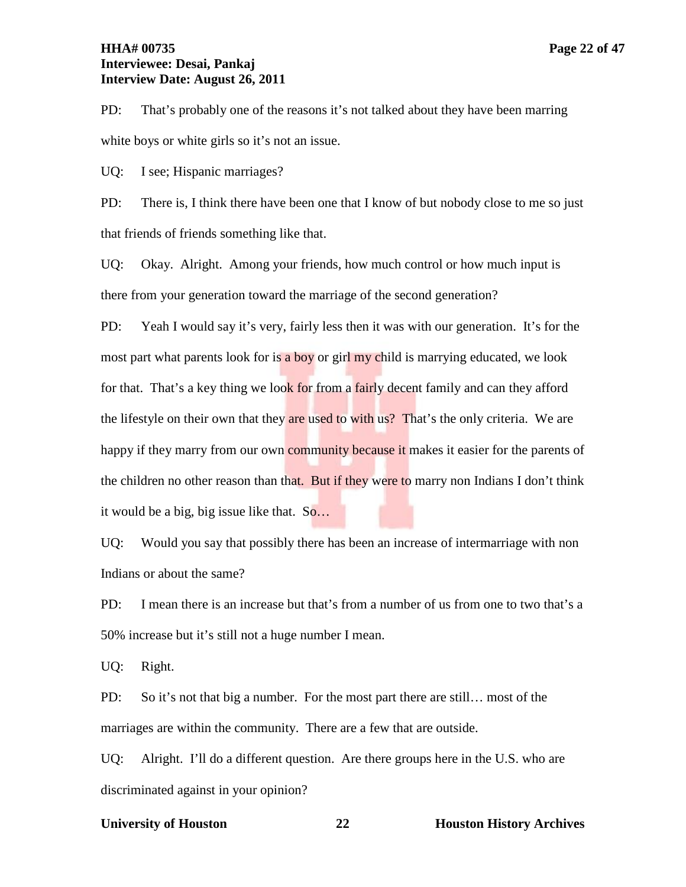PD: That's probably one of the reasons it's not talked about they have been marring white boys or white girls so it's not an issue.

UQ: I see; Hispanic marriages?

PD: There is, I think there have been one that I know of but nobody close to me so just that friends of friends something like that.

UQ: Okay. Alright. Among your friends, how much control or how much input is there from your generation toward the marriage of the second generation?

PD: Yeah I would say it's very, fairly less then it was with our generation. It's for the most part what parents look for is a boy or girl my child is marrying educated, we look for that. That's a key thing we look for from a fairly decent family and can they afford the lifestyle on their own that they are used to with us? That's the only criteria. We are happy if they marry from our own community because it makes it easier for the parents of the children no other reason than that. But if they were to marry non Indians I don't think it would be a big, big issue like that. So…

UQ: Would you say that possibly there has been an increase of intermarriage with non Indians or about the same?

PD: I mean there is an increase but that's from a number of us from one to two that's a 50% increase but it's still not a huge number I mean.

UQ: Right.

PD: So it's not that big a number. For the most part there are still… most of the marriages are within the community. There are a few that are outside.

UQ: Alright. I'll do a different question. Are there groups here in the U.S. who are discriminated against in your opinion?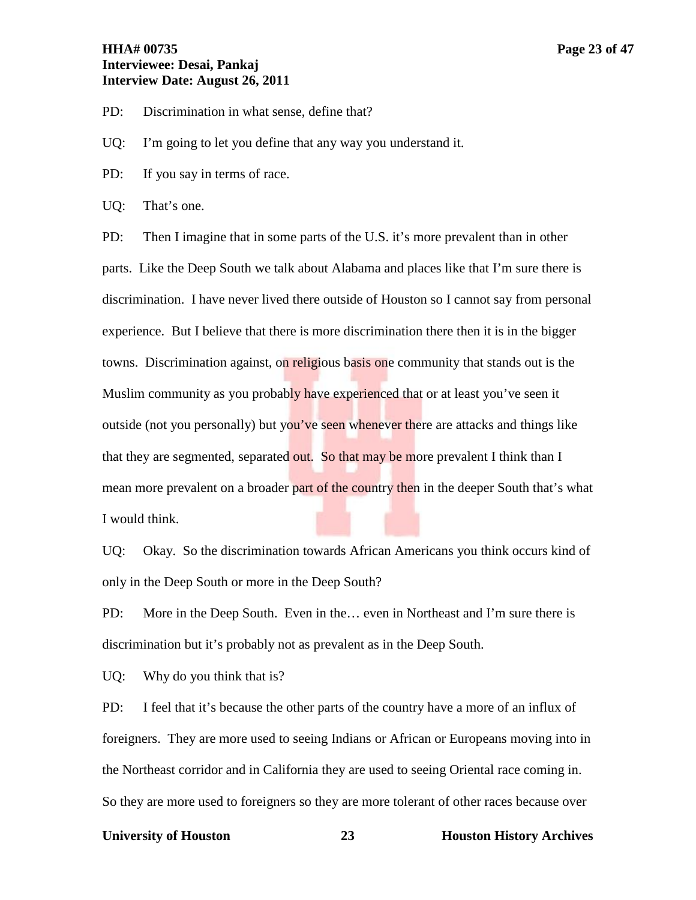PD: Discrimination in what sense, define that?

UQ: I'm going to let you define that any way you understand it.

PD: If you say in terms of race.

UQ: That's one.

PD: Then I imagine that in some parts of the U.S. it's more prevalent than in other parts. Like the Deep South we talk about Alabama and places like that I'm sure there is discrimination. I have never lived there outside of Houston so I cannot say from personal experience. But I believe that there is more discrimination there then it is in the bigger towns. Discrimination against, on religious basis one community that stands out is the Muslim community as you probably have experienced that or at least you've seen it outside (not you personally) but you've seen whenever there are attacks and things like that they are segmented, separated out. So that may be more prevalent I think than I mean more prevalent on a broader part of the country then in the deeper South that's what I would think.

UQ: Okay. So the discrimination towards African Americans you think occurs kind of only in the Deep South or more in the Deep South?

PD: More in the Deep South. Even in the… even in Northeast and I'm sure there is discrimination but it's probably not as prevalent as in the Deep South.

UQ: Why do you think that is?

PD: I feel that it's because the other parts of the country have a more of an influx of foreigners. They are more used to seeing Indians or African or Europeans moving into in the Northeast corridor and in California they are used to seeing Oriental race coming in. So they are more used to foreigners so they are more tolerant of other races because over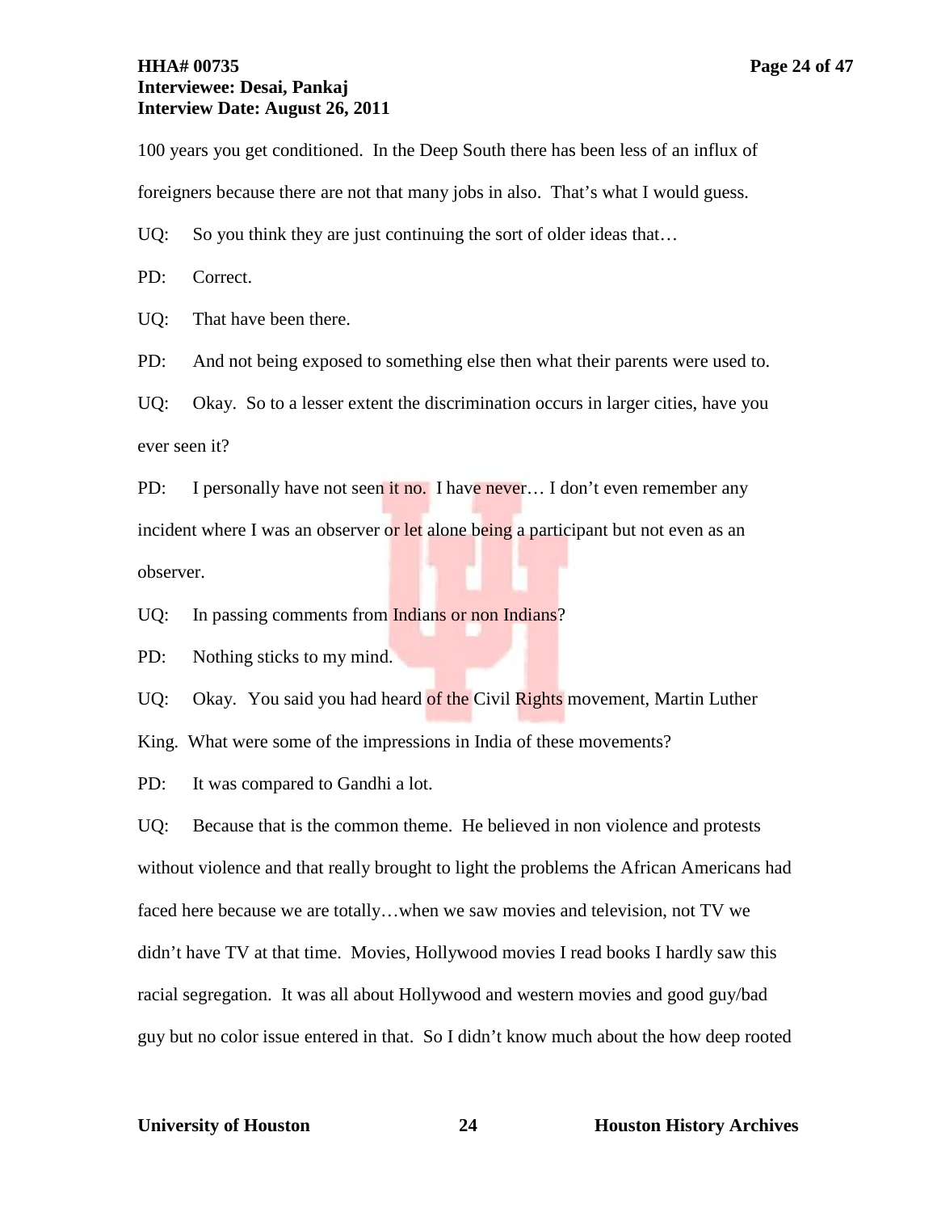100 years you get conditioned. In the Deep South there has been less of an influx of foreigners because there are not that many jobs in also. That's what I would guess.

UQ: So you think they are just continuing the sort of older ideas that…

PD: Correct.

UQ: That have been there.

PD: And not being exposed to something else then what their parents were used to.

UQ: Okay. So to a lesser extent the discrimination occurs in larger cities, have you ever seen it?

PD: I personally have not seen it no. I have never… I don't even remember any incident where I was an observer or let alone being a participant but not even as an observer.

UQ: In passing comments from Indians or non Indians?

PD: Nothing sticks to my mind.

UQ: Okay. You said you had heard of the Civil Rights movement, Martin Luther King. What were some of the impressions in India of these movements?

PD: It was compared to Gandhi a lot.

UQ: Because that is the common theme. He believed in non violence and protests without violence and that really brought to light the problems the African Americans had faced here because we are totally…when we saw movies and television, not TV we didn't have TV at that time. Movies, Hollywood movies I read books I hardly saw this racial segregation. It was all about Hollywood and western movies and good guy/bad guy but no color issue entered in that. So I didn't know much about the how deep rooted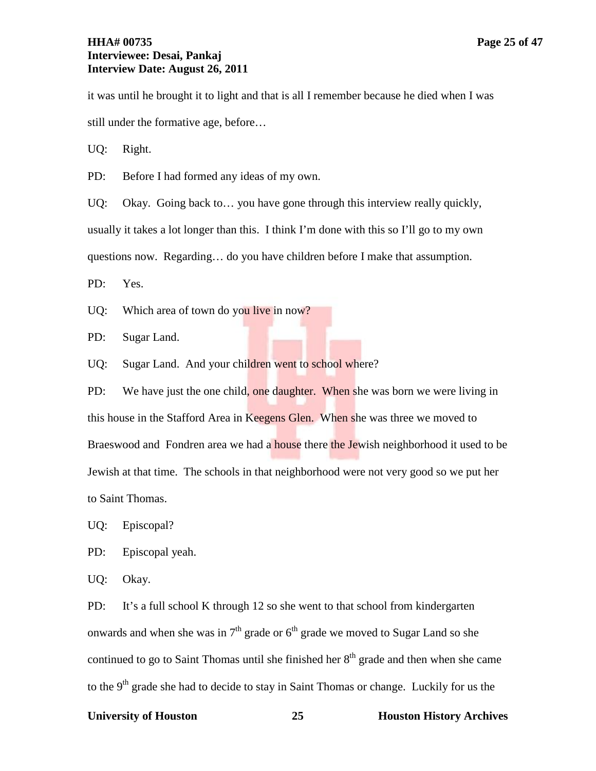it was until he brought it to light and that is all I remember because he died when I was still under the formative age, before…

UQ: Right.

PD: Before I had formed any ideas of my own.

UQ: Okay. Going back to… you have gone through this interview really quickly, usually it takes a lot longer than this. I think I'm done with this so I'll go to my own questions now. Regarding… do you have children before I make that assumption.

PD: Yes.

UQ: Which area of town do you live in now?

PD: Sugar Land.

UQ: Sugar Land. And your children went to school where?

PD: We have just the one child, one daughter. When she was born we were living in this house in the Stafford Area in Keegens Glen. When she was three we moved to Braeswood and Fondren area we had a house there the Jewish neighborhood it used to be Jewish at that time. The schools in that neighborhood were not very good so we put her to Saint Thomas.

UQ: Episcopal?

PD: Episcopal yeah.

UQ: Okay.

PD: It's a full school K through 12 so she went to that school from kindergarten onwards and when she was in 7th grade or 6th grade we moved to Sugar Land so she continued to go to Saint Thomas until she finished her 8th grade and then when she came to the 9th grade she had to decide to stay in Saint Thomas or change. Luckily for us the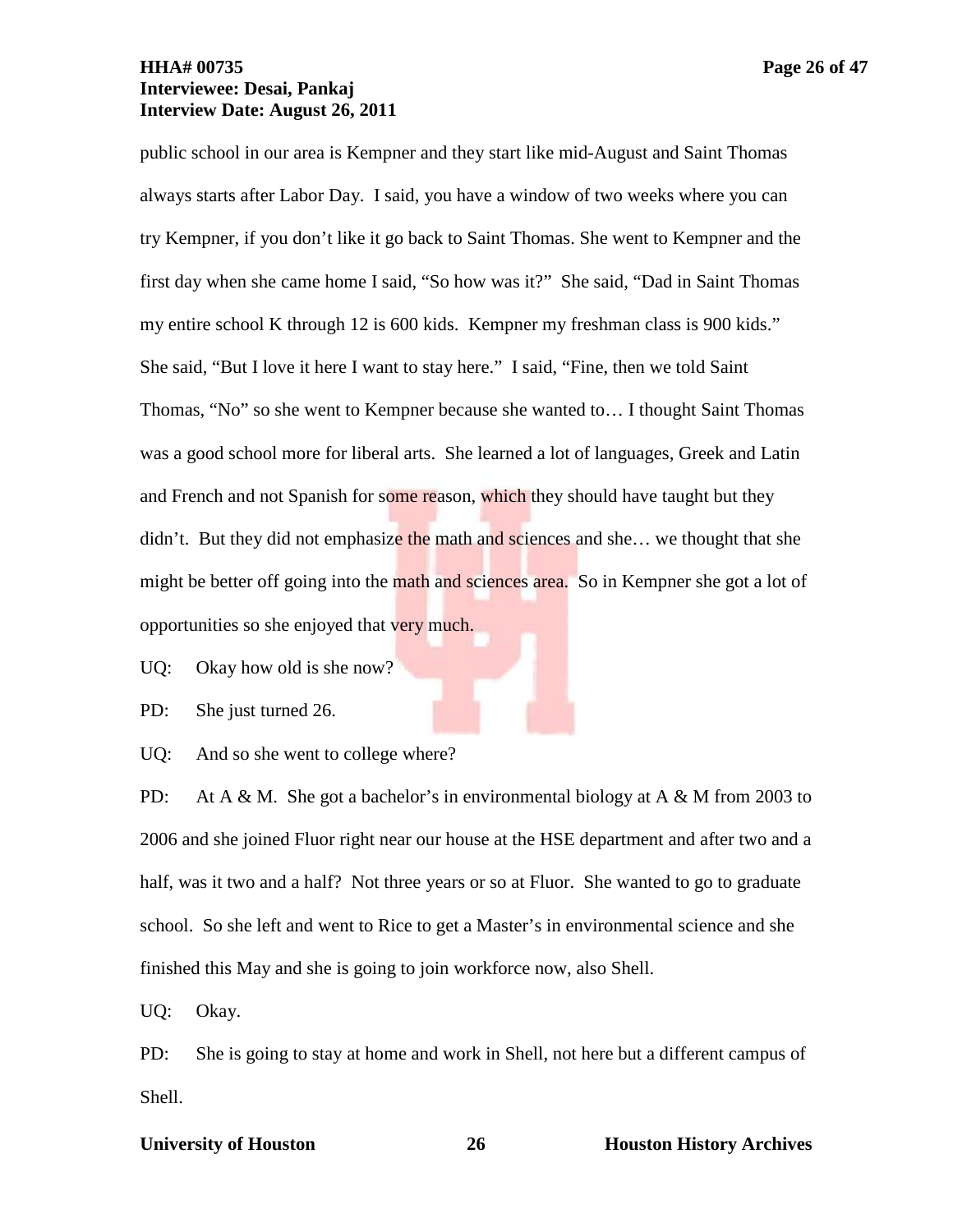public school in our area is Kempner and they start like mid-August and Saint Thomas always starts after Labor Day. I said, you have a window of two weeks where you can try Kempner, if you don't like it go back to Saint Thomas. She went to Kempner and the first day when she came home I said, "So how was it?" She said, "Dad in Saint Thomas my entire school K through 12 is 600 kids. Kempner my freshman class is 900 kids." She said, "But I love it here I want to stay here." I said, "Fine, then we told Saint Thomas, "No" so she went to Kempner because she wanted to… I thought Saint Thomas was a good school more for liberal arts. She learned a lot of languages, Greek and Latin and French and not Spanish for some reason, which they should have taught but they didn't. But they did not emphasize the math and sciences and she… we thought that she might be better off going into the math and sciences area. So in Kempner she got a lot of opportunities so she enjoyed that very much.

UQ: Okay how old is she now?

PD: She just turned 26.

UQ: And so she went to college where?

PD: At A & M. She got a bachelor's in environmental biology at A & M from 2003 to 2006 and she joined Fluor right near our house at the HSE department and after two and a half, was it two and a half? Not three years or so at Fluor. She wanted to go to graduate school. So she left and went to Rice to get a Master's in environmental science and she finished this May and she is going to join workforce now, also Shell.

UQ: Okay.

PD: She is going to stay at home and work in Shell, not here but a different campus of Shell.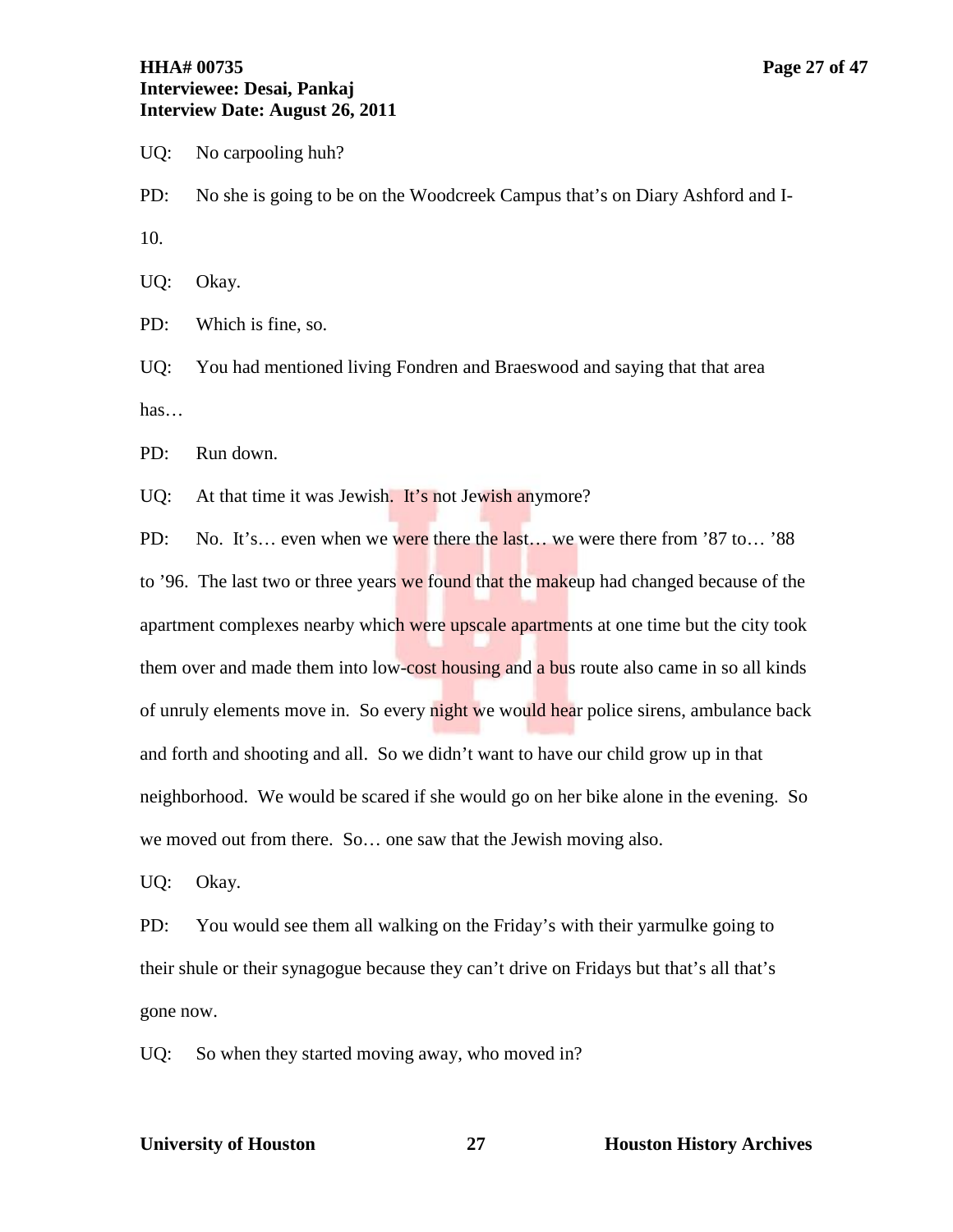UQ: No carpooling huh?

PD: No she is going to be on the Woodcreek Campus that's on Diary Ashford and I-10.

UQ: Okay.

PD: Which is fine, so.

UQ: You had mentioned living Fondren and Braeswood and saying that that area has…

PD: Run down.

UQ: At that time it was Jewish. It's not Jewish anymore?

PD: No. It's… even when we were there the last… we were there from '87 to… '88 to '96. The last two or three years we found that the makeup had changed because of the apartment complexes nearby which were upscale apartments at one time but the city took them over and made them into low-cost housing and a bus route also came in so all kinds of unruly elements move in. So every night we would hear police sirens, ambulance back and forth and shooting and all. So we didn't want to have our child grow up in that neighborhood. We would be scared if she would go on her bike alone in the evening. So we moved out from there. So… one saw that the Jewish moving also.

UQ: Okay.

PD: You would see them all walking on the Friday's with their yarmulke going to their shule or their synagogue because they can't drive on Fridays but that's all that's gone now.

UQ: So when they started moving away, who moved in?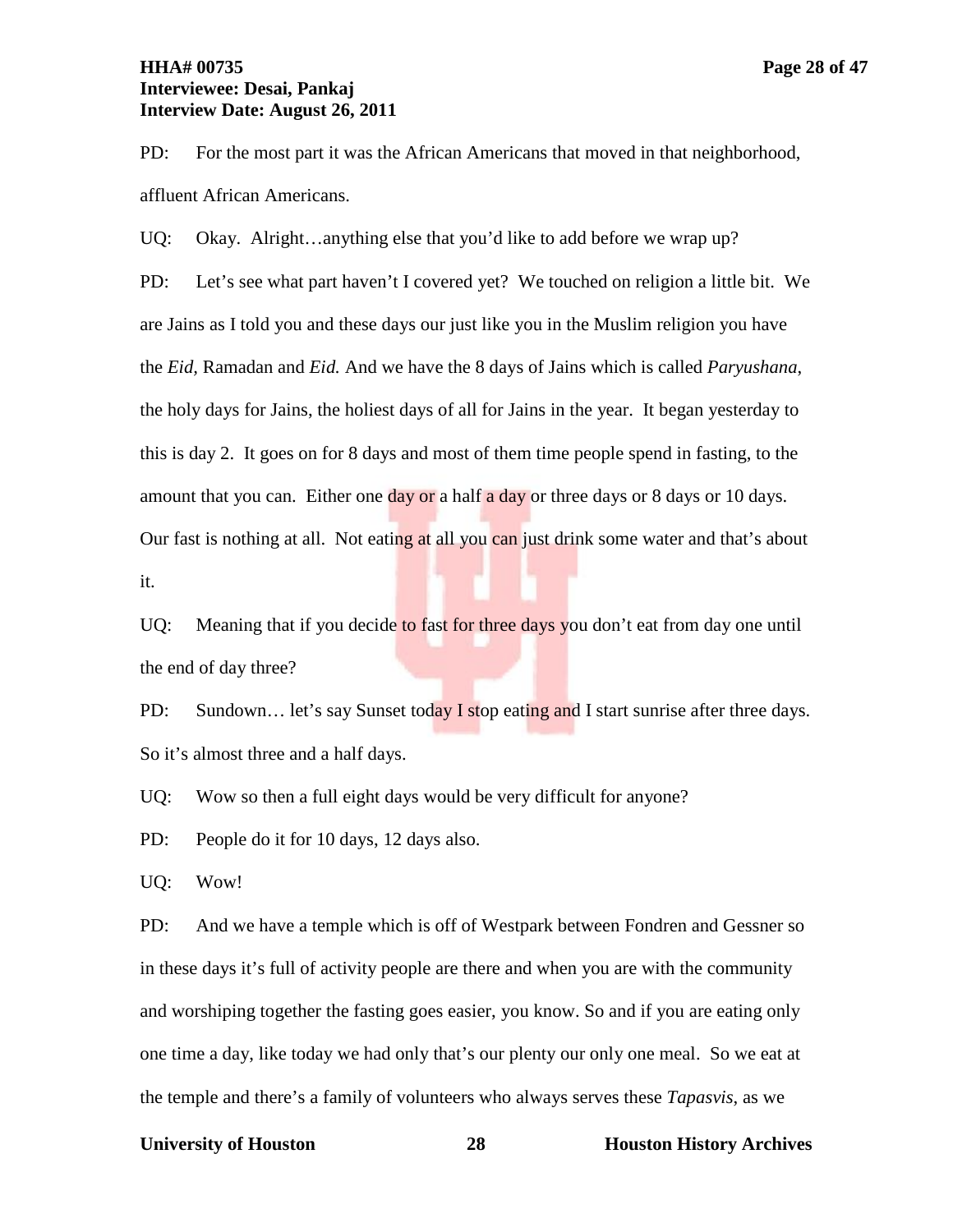PD: For the most part it was the African Americans that moved in that neighborhood, affluent African Americans.

UQ: Okay. Alright…anything else that you'd like to add before we wrap up?

PD: Let's see what part haven't I covered yet? We touched on religion a little bit. We are Jains as I told you and these days our just like you in the Muslim religion you have the *Eid*, Ramadan and *Eid.* And we have the 8 days of Jains which is called *Paryushana*, the holy days for Jains, the holiest days of all for Jains in the year. It began yesterday to this is day 2. It goes on for 8 days and most of them time people spend in fasting, to the amount that you can. Either one day or a half a day or three days or 8 days or 10 days. Our fast is nothing at all. Not eating at all you can just drink some water and that's about it.

UQ: Meaning that if you decide to fast for three days you don't eat from day one until the end of day three?

PD: Sundown… let's say Sunset today I stop eating and I start sunrise after three days. So it's almost three and a half days.

UQ: Wow so then a full eight days would be very difficult for anyone?

PD: People do it for 10 days, 12 days also.

UQ: Wow!

PD: And we have a temple which is off of Westpark between Fondren and Gessner so in these days it's full of activity people are there and when you are with the community and worshiping together the fasting goes easier, you know. So and if you are eating only one time a day, like today we had only that's our plenty our only one meal. So we eat at the temple and there's a family of volunteers who always serves these *Tapasvis*, as we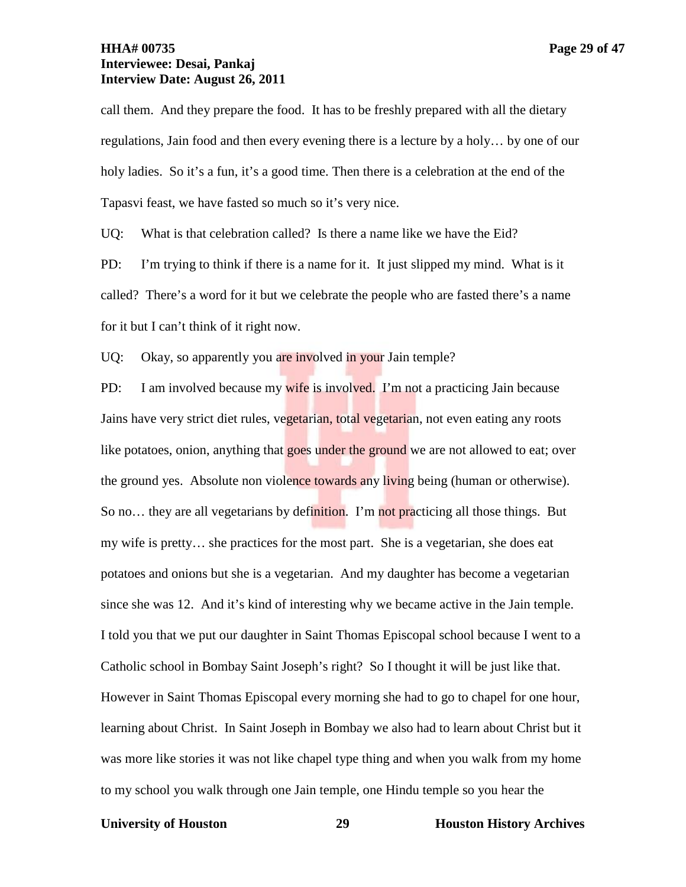call them. And they prepare the food. It has to be freshly prepared with all the dietary regulations, Jain food and then every evening there is a lecture by a holy… by one of our holy ladies. So it's a fun, it's a good time. Then there is a celebration at the end of the Tapasvi feast, we have fasted so much so it's very nice.

UQ: What is that celebration called? Is there a name like we have the Eid?

PD: I'm trying to think if there is a name for it. It just slipped my mind. What is it called? There's a word for it but we celebrate the people who are fasted there's a name for it but I can't think of it right now.

UQ: Okay, so apparently you are involved in your Jain temple?

PD: I am involved because my wife is involved. I'm not a practicing Jain because Jains have very strict diet rules, vegetarian, total vegetarian, not even eating any roots like potatoes, onion, anything that goes under the ground we are not allowed to eat; over the ground yes. Absolute non violence towards any living being (human or otherwise). So no… they are all vegetarians by definition. I'm not practicing all those things. But my wife is pretty… she practices for the most part. She is a vegetarian, she does eat potatoes and onions but she is a vegetarian. And my daughter has become a vegetarian since she was 12. And it's kind of interesting why we became active in the Jain temple. I told you that we put our daughter in Saint Thomas Episcopal school because I went to a Catholic school in Bombay Saint Joseph's right? So I thought it will be just like that. However in Saint Thomas Episcopal every morning she had to go to chapel for one hour, learning about Christ. In Saint Joseph in Bombay we also had to learn about Christ but it was more like stories it was not like chapel type thing and when you walk from my home to my school you walk through one Jain temple, one Hindu temple so you hear the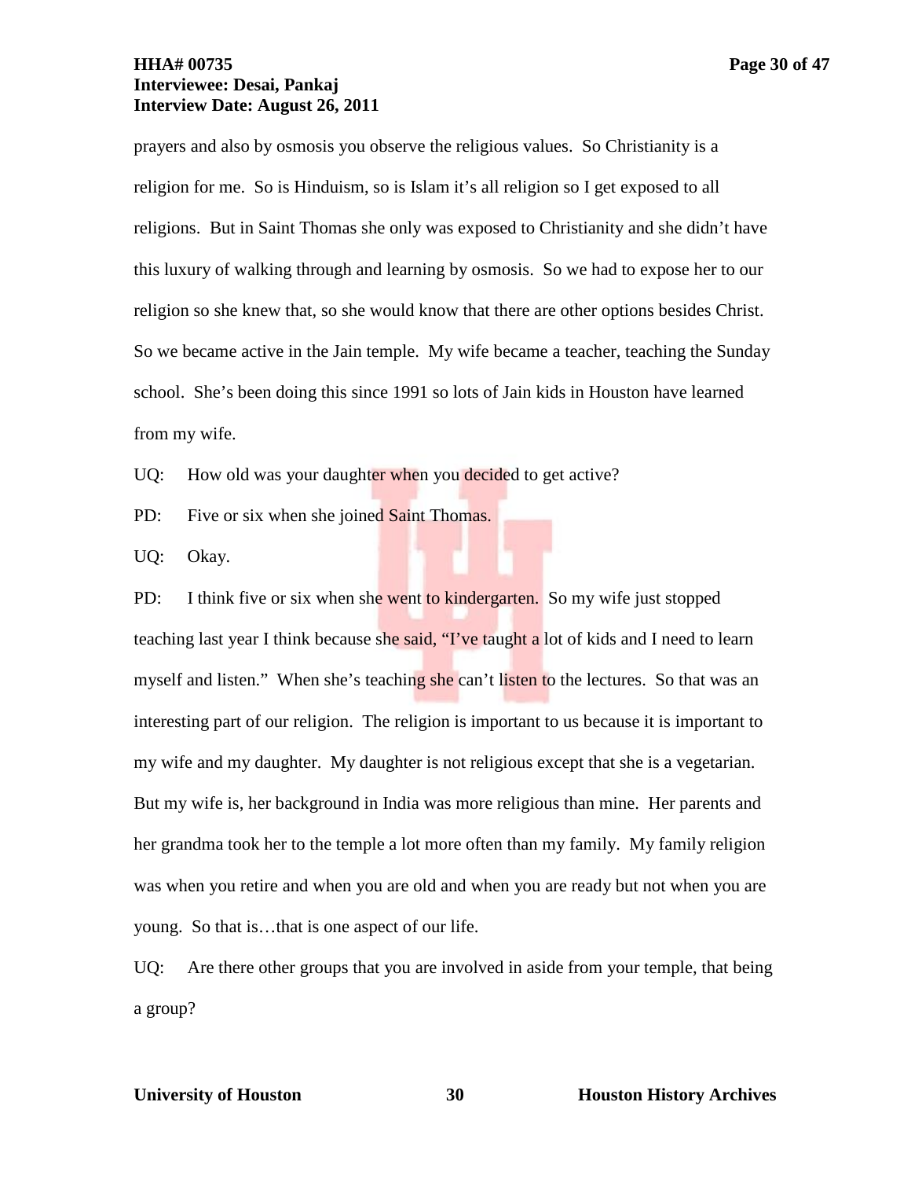prayers and also by osmosis you observe the religious values. So Christianity is a religion for me. So is Hinduism, so is Islam it's all religion so I get exposed to all religions. But in Saint Thomas she only was exposed to Christianity and she didn't have this luxury of walking through and learning by osmosis. So we had to expose her to our religion so she knew that, so she would know that there are other options besides Christ. So we became active in the Jain temple. My wife became a teacher, teaching the Sunday school. She's been doing this since 1991 so lots of Jain kids in Houston have learned from my wife.

UQ: How old was your daughter when you decided to get active?

PD: Five or six when she joined Saint Thomas.

UQ: Okay.

PD: I think five or six when she went to kindergarten. So my wife just stopped teaching last year I think because she said, "I've taught a lot of kids and I need to learn myself and listen." When she's teaching she can't listen to the lectures. So that was an interesting part of our religion. The religion is important to us because it is important to my wife and my daughter. My daughter is not religious except that she is a vegetarian. But my wife is, her background in India was more religious than mine. Her parents and her grandma took her to the temple a lot more often than my family. My family religion was when you retire and when you are old and when you are ready but not when you are young. So that is…that is one aspect of our life.

UQ: Are there other groups that you are involved in aside from your temple, that being a group?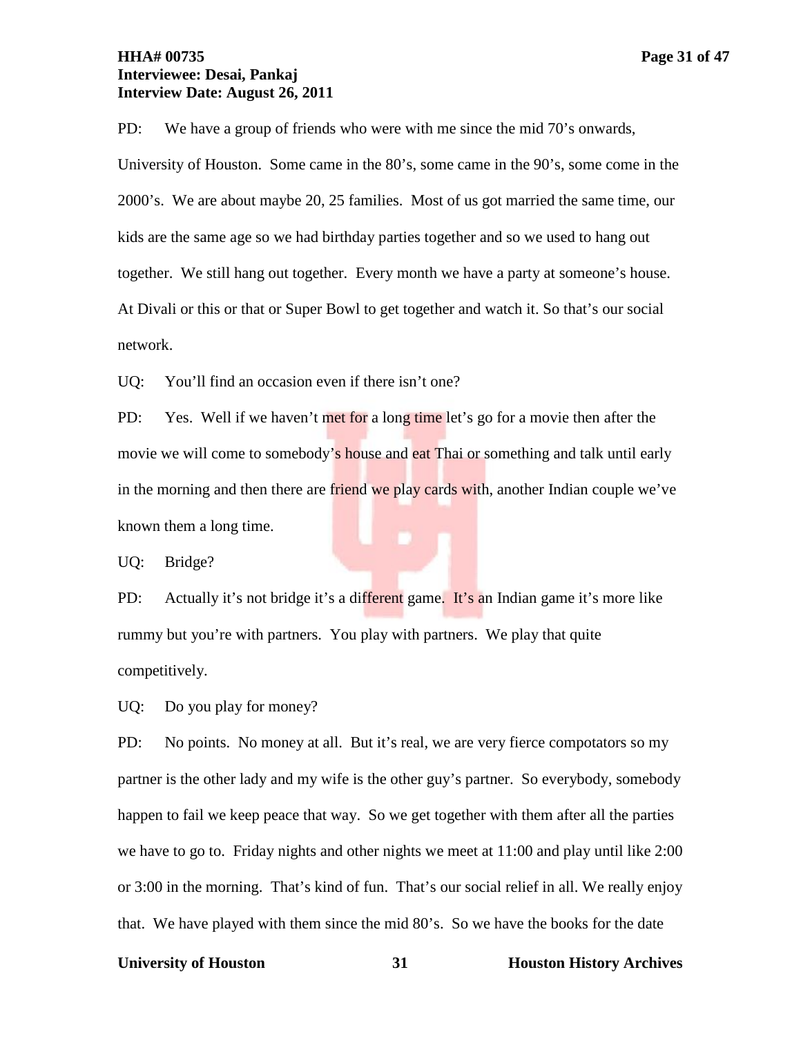PD: We have a group of friends who were with me since the mid 70's onwards, University of Houston. Some came in the 80's, some came in the 90's, some come in the 2000's. We are about maybe 20, 25 families. Most of us got married the same time, our kids are the same age so we had birthday parties together and so we used to hang out together. We still hang out together. Every month we have a party at someone's house. At Divali or this or that or Super Bowl to get together and watch it. So that's our social network.

UQ: You'll find an occasion even if there isn't one?

PD: Yes. Well if we haven't met for a long time let's go for a movie then after the movie we will come to somebody's house and eat Thai or something and talk until early in the morning and then there are friend we play cards with, another Indian couple we've known them a long time.

UQ: Bridge?

PD: Actually it's not bridge it's a different game. It's an Indian game it's more like rummy but you're with partners. You play with partners. We play that quite competitively.

UQ: Do you play for money?

PD: No points. No money at all. But it's real, we are very fierce compotators so my partner is the other lady and my wife is the other guy's partner. So everybody, somebody happen to fail we keep peace that way. So we get together with them after all the parties we have to go to. Friday nights and other nights we meet at 11:00 and play until like 2:00 or 3:00 in the morning. That's kind of fun. That's our social relief in all. We really enjoy that. We have played with them since the mid 80's. So we have the books for the date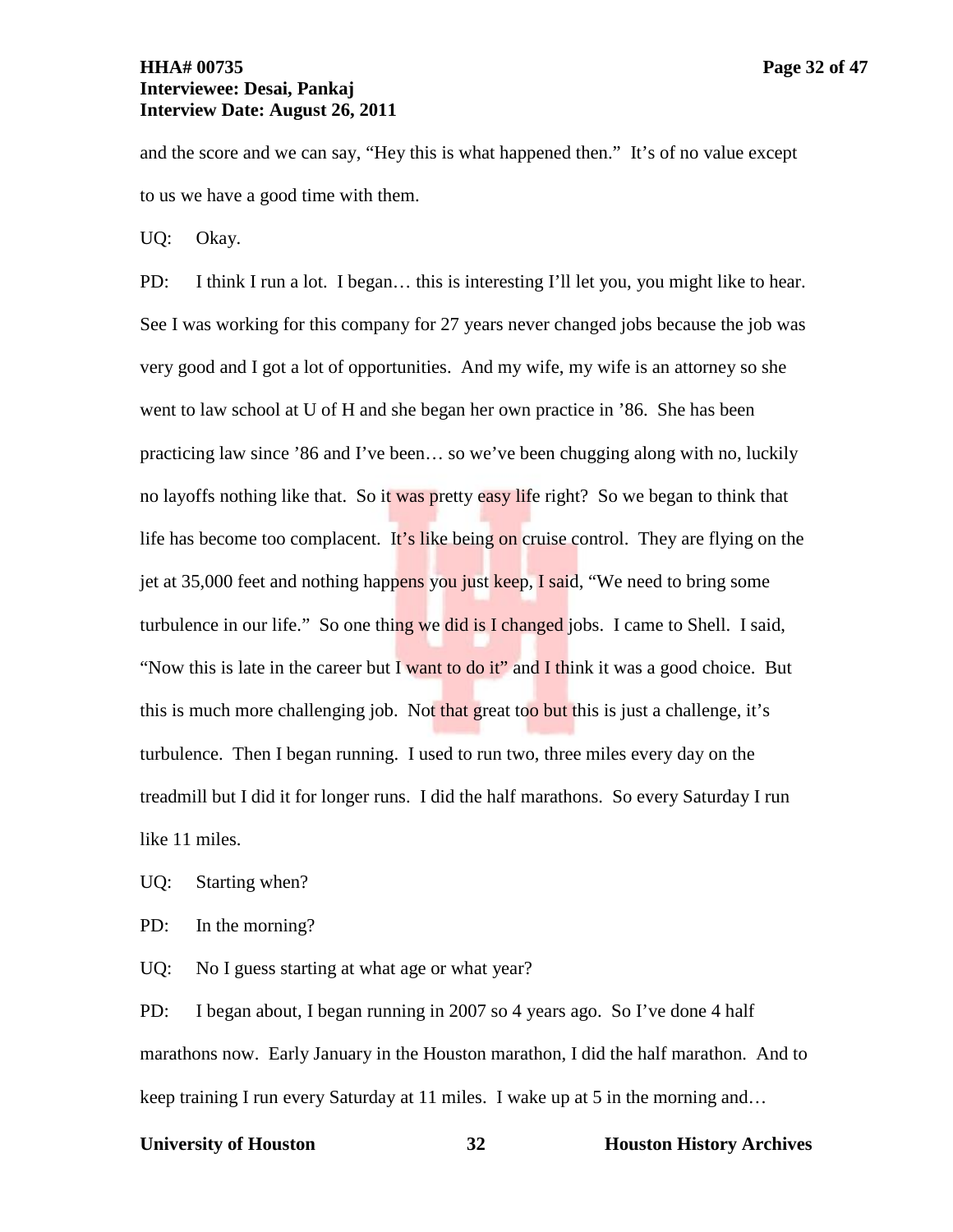and the score and we can say, "Hey this is what happened then." It's of no value except to us we have a good time with them.

UQ: Okay.

PD: I think I run a lot. I began… this is interesting I'll let you, you might like to hear. See I was working for this company for 27 years never changed jobs because the job was very good and I got a lot of opportunities. And my wife, my wife is an attorney so she went to law school at U of H and she began her own practice in '86. She has been practicing law since '86 and I've been… so we've been chugging along with no, luckily no layoffs nothing like that. So it was pretty easy life right? So we began to think that life has become too complacent. It's like being on cruise control. They are flying on the jet at 35,000 feet and nothing happens you just keep, I said, "We need to bring some turbulence in our life." So one thing we did is I changed jobs. I came to Shell. I said, "Now this is late in the career but I want to do it" and I think it was a good choice. But this is much more challenging job. Not that great too but this is just a challenge, it's turbulence. Then I began running. I used to run two, three miles every day on the treadmill but I did it for longer runs. I did the half marathons. So every Saturday I run like 11 miles.

UQ: Starting when?

PD: In the morning?

UQ: No I guess starting at what age or what year?

PD: I began about, I began running in 2007 so 4 years ago. So I've done 4 half marathons now. Early January in the Houston marathon, I did the half marathon. And to keep training I run every Saturday at 11 miles. I wake up at 5 in the morning and…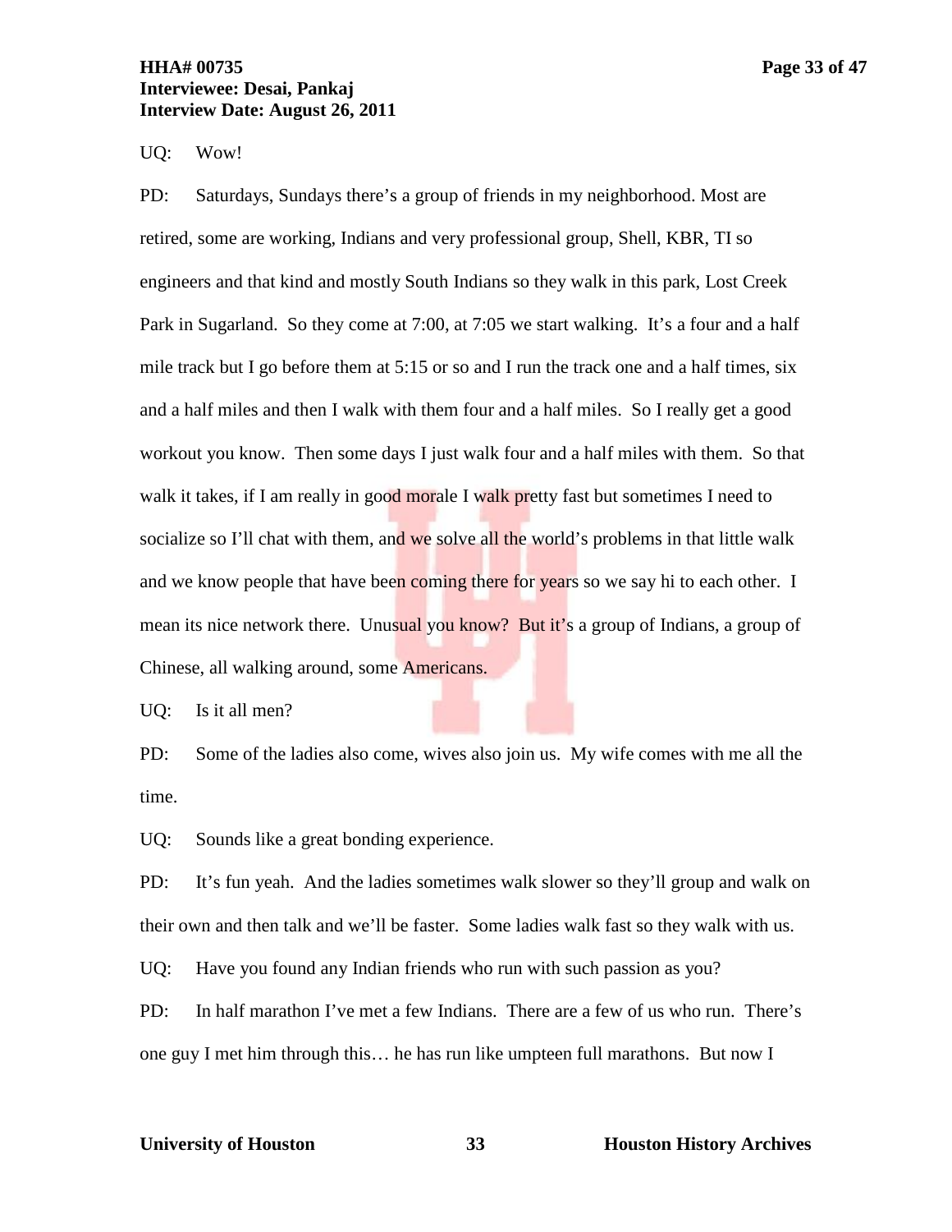UQ: Wow!

PD: Saturdays, Sundays there's a group of friends in my neighborhood. Most are retired, some are working, Indians and very professional group, Shell, KBR, TI so engineers and that kind and mostly South Indians so they walk in this park, Lost Creek Park in Sugarland. So they come at 7:00, at 7:05 we start walking. It's a four and a half mile track but I go before them at 5:15 or so and I run the track one and a half times, six and a half miles and then I walk with them four and a half miles. So I really get a good workout you know. Then some days I just walk four and a half miles with them. So that walk it takes, if I am really in good morale I walk pretty fast but sometimes I need to socialize so I'll chat with them, and we solve all the world's problems in that little walk and we know people that have been coming there for years so we say hi to each other. I mean its nice network there. Unusual you know? But it's a group of Indians, a group of Chinese, all walking around, some Americans.

UQ: Is it all men?

PD: Some of the ladies also come, wives also join us. My wife comes with me all the time.

UQ: Sounds like a great bonding experience.

PD: It's fun yeah. And the ladies sometimes walk slower so they'll group and walk on their own and then talk and we'll be faster. Some ladies walk fast so they walk with us.

UQ: Have you found any Indian friends who run with such passion as you?

PD: In half marathon I've met a few Indians. There are a few of us who run. There's one guy I met him through this… he has run like umpteen full marathons. But now I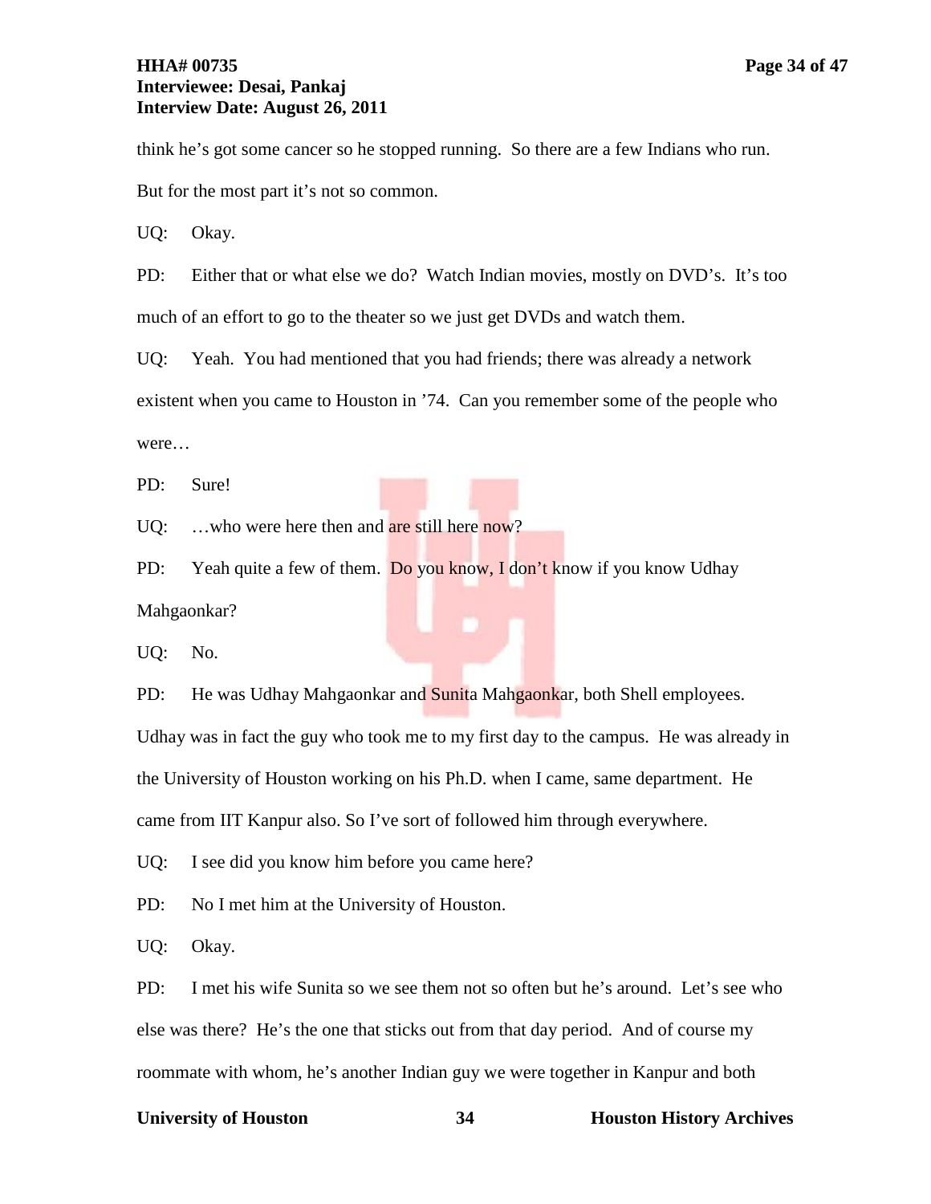think he's got some cancer so he stopped running. So there are a few Indians who run. But for the most part it's not so common.

UQ: Okay.

PD: Either that or what else we do? Watch Indian movies, mostly on DVD's. It's too much of an effort to go to the theater so we just get DVDs and watch them.

UQ: Yeah. You had mentioned that you had friends; there was already a network existent when you came to Houston in '74. Can you remember some of the people who were…

PD: Sure!

UQ: …who were here then and are still here now?

PD: Yeah quite a few of them. Do you know, I don't know if you know Udhay Mahgaonkar?

UQ: No.

PD: He was Udhay Mahgaonkar and Sunita Mahgaonkar, both Shell employees. Udhay was in fact the guy who took me to my first day to the campus. He was already in the University of Houston working on his Ph.D. when I came, same department. He came from IIT Kanpur also. So I've sort of followed him through everywhere.

UQ: I see did you know him before you came here?

PD: No I met him at the University of Houston.

UQ: Okay.

PD: I met his wife Sunita so we see them not so often but he's around. Let's see who else was there? He's the one that sticks out from that day period. And of course my roommate with whom, he's another Indian guy we were together in Kanpur and both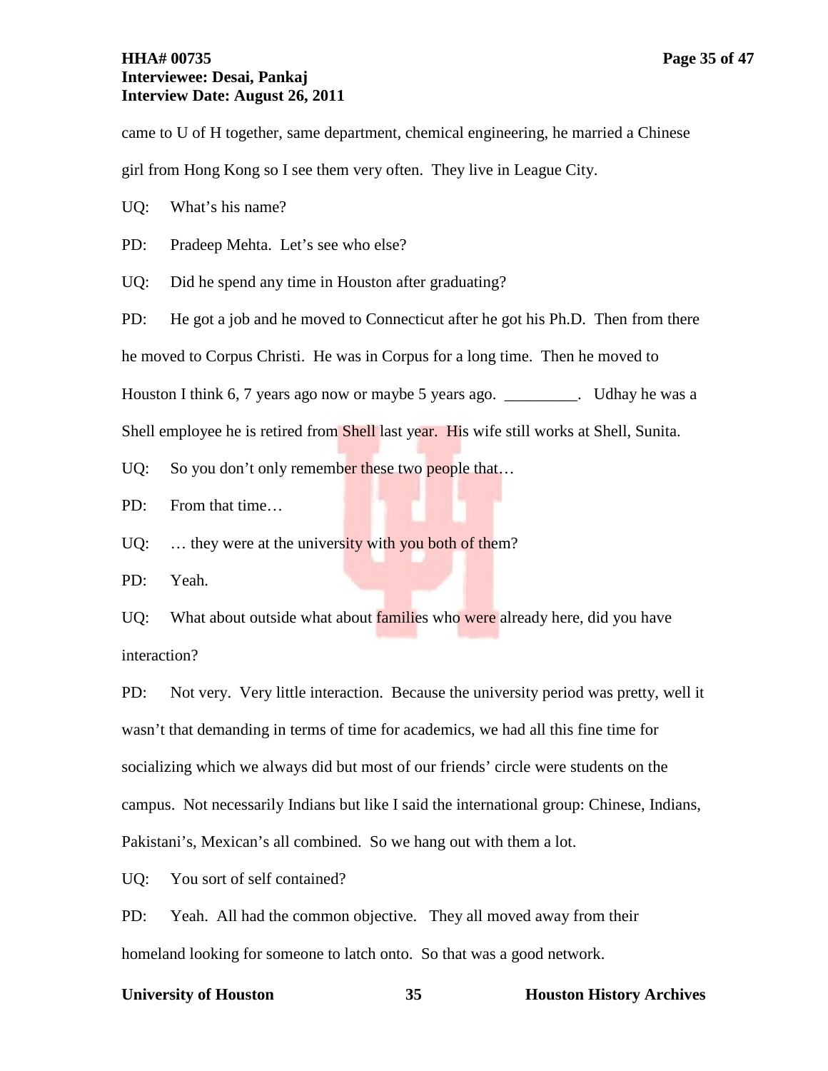came to U of H together, same department, chemical engineering, he married a Chinese girl from Hong Kong so I see them very often. They live in League City.

UQ: What's his name?

PD: Pradeep Mehta. Let's see who else?

UQ: Did he spend any time in Houston after graduating?

PD: He got a job and he moved to Connecticut after he got his Ph.D. Then from there he moved to Corpus Christi. He was in Corpus for a long time. Then he moved to Houston I think 6, 7 years ago now or maybe 5 years ago. _________. Udhay he was a Shell employee he is retired from Shell last year. His wife still works at Shell, Sunita.

UQ: So you don't only remember these two people that…

PD: From that time…

UQ: … they were at the university with you both of them?

PD: Yeah.

UQ: What about outside what about families who were already here, did you have interaction?

PD: Not very. Very little interaction. Because the university period was pretty, well it wasn't that demanding in terms of time for academics, we had all this fine time for socializing which we always did but most of our friends' circle were students on the campus. Not necessarily Indians but like I said the international group: Chinese, Indians, Pakistani's, Mexican's all combined. So we hang out with them a lot.

UQ: You sort of self contained?

PD: Yeah. All had the common objective. They all moved away from their homeland looking for someone to latch onto. So that was a good network.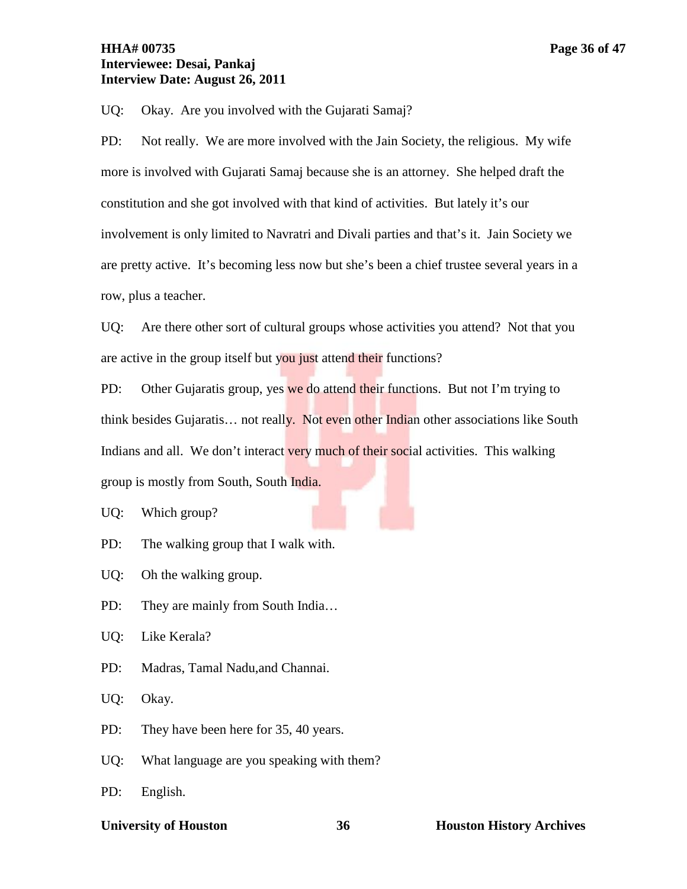UQ: Okay. Are you involved with the Gujarati Samaj?

PD: Not really. We are more involved with the Jain Society, the religious. My wife more is involved with Gujarati Samaj because she is an attorney. She helped draft the constitution and she got involved with that kind of activities. But lately it's our involvement is only limited to Navratri and Divali parties and that's it. Jain Society we are pretty active. It's becoming less now but she's been a chief trustee several years in a row, plus a teacher.

UQ: Are there other sort of cultural groups whose activities you attend? Not that you are active in the group itself but you just attend their functions?

PD: Other Gujaratis group, yes we do attend their functions. But not I'm trying to think besides Gujaratis… not really. Not even other Indian other associations like South Indians and all. We don't interact very much of their social activities. This walking group is mostly from South, South India.

UQ: Which group?

PD: The walking group that I walk with.

UQ: Oh the walking group.

PD: They are mainly from South India…

UQ: Like Kerala?

PD: Madras, Tamal Nadu,and Channai.

UQ: Okay.

PD: They have been here for 35, 40 years.

UQ: What language are you speaking with them?

PD: English.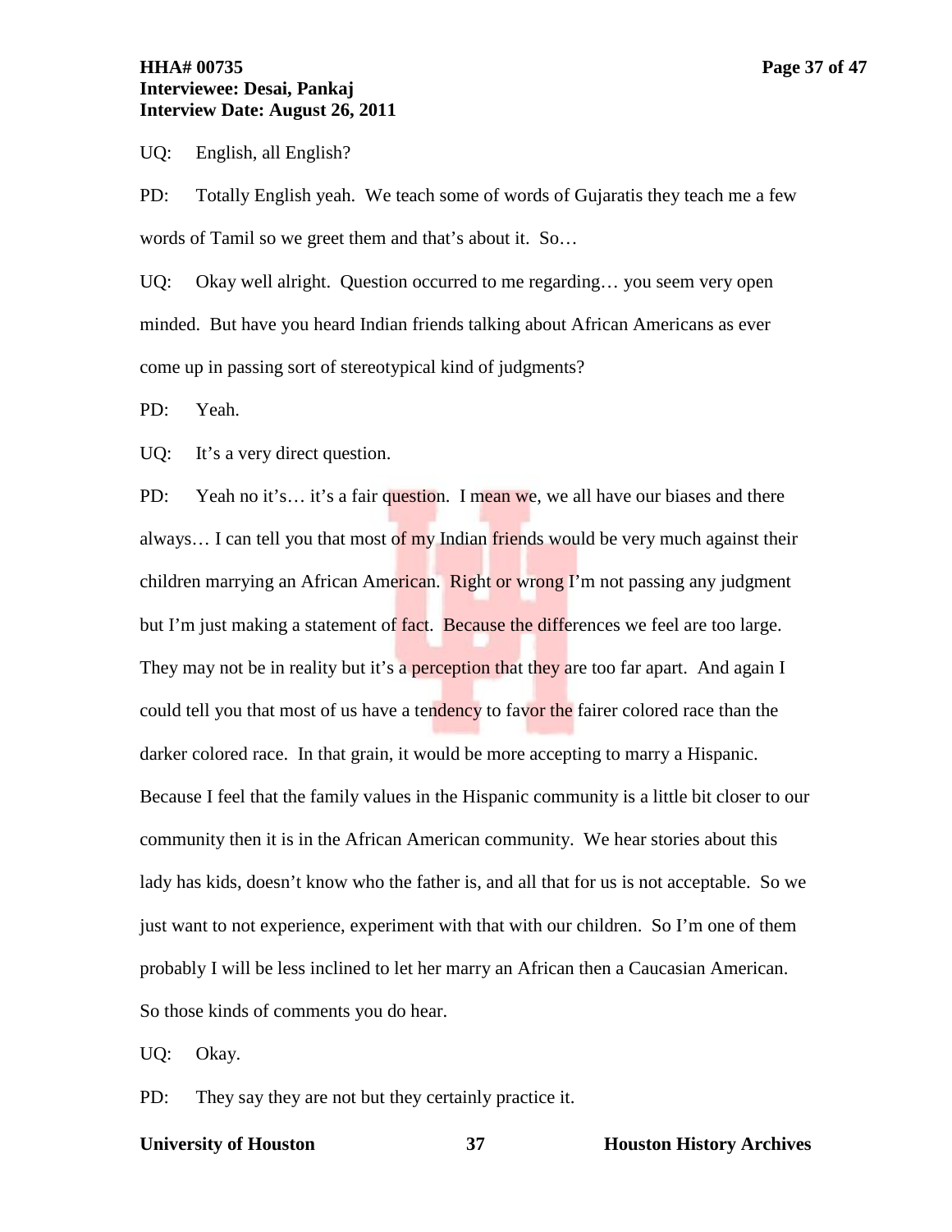UQ: English, all English?

PD: Totally English yeah. We teach some of words of Gujaratis they teach me a few words of Tamil so we greet them and that's about it. So…

UQ: Okay well alright. Question occurred to me regarding… you seem very open minded. But have you heard Indian friends talking about African Americans as ever come up in passing sort of stereotypical kind of judgments?

PD: Yeah.

UQ: It's a very direct question.

PD: Yeah no it's… it's a fair question. I mean we, we all have our biases and there always… I can tell you that most of my Indian friends would be very much against their children marrying an African American. Right or wrong I'm not passing any judgment but I'm just making a statement of fact. Because the differences we feel are too large. They may not be in reality but it's a perception that they are too far apart. And again I could tell you that most of us have a tendency to favor the fairer colored race than the darker colored race. In that grain, it would be more accepting to marry a Hispanic. Because I feel that the family values in the Hispanic community is a little bit closer to our community then it is in the African American community. We hear stories about this lady has kids, doesn't know who the father is, and all that for us is not acceptable. So we just want to not experience, experiment with that with our children. So I'm one of them probably I will be less inclined to let her marry an African then a Caucasian American. So those kinds of comments you do hear.

UQ: Okay.

PD: They say they are not but they certainly practice it.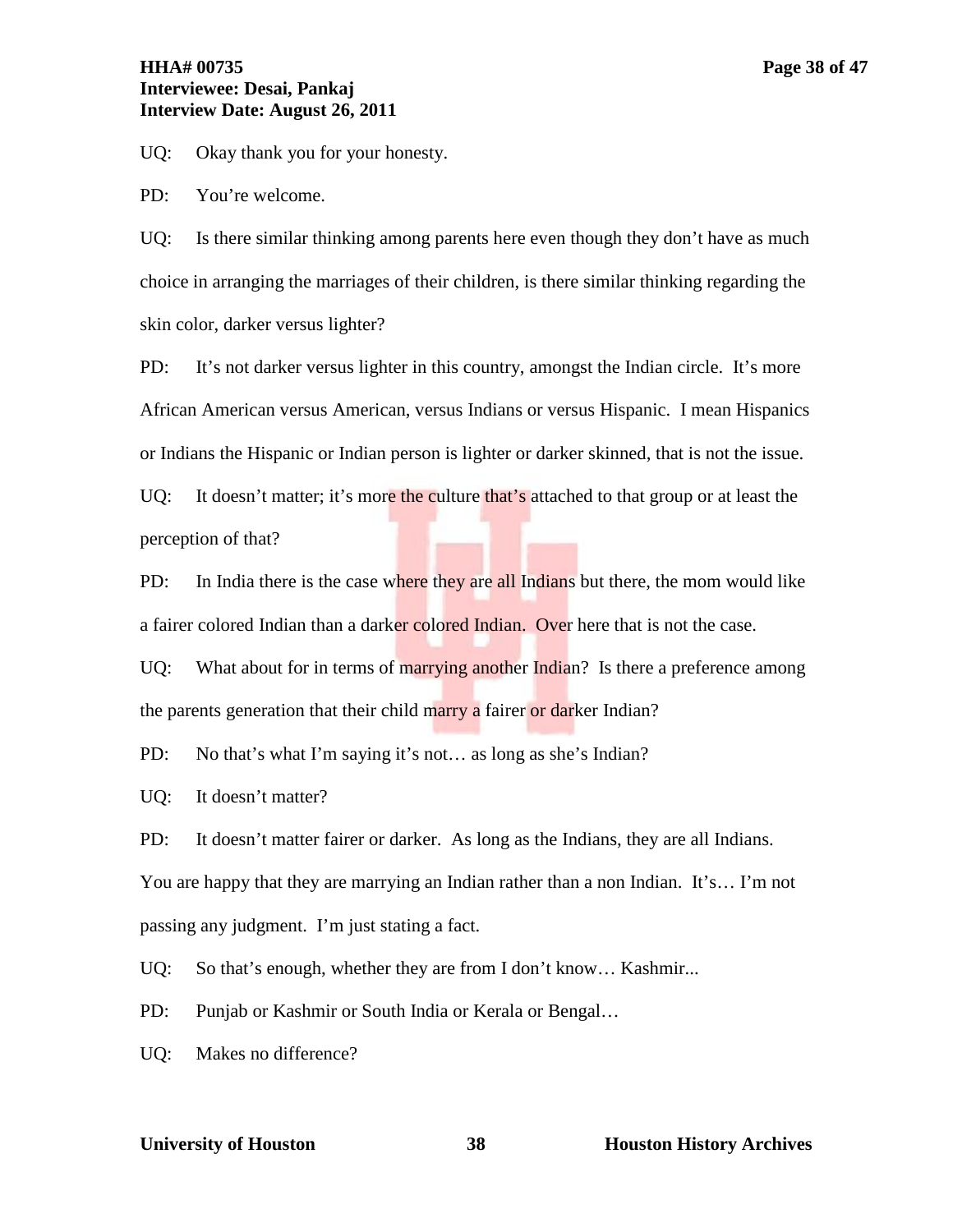UQ: Okay thank you for your honesty.

PD: You're welcome.

UQ: Is there similar thinking among parents here even though they don't have as much choice in arranging the marriages of their children, is there similar thinking regarding the skin color, darker versus lighter?

PD: It's not darker versus lighter in this country, amongst the Indian circle. It's more African American versus American, versus Indians or versus Hispanic. I mean Hispanics or Indians the Hispanic or Indian person is lighter or darker skinned, that is not the issue.

UQ: It doesn't matter; it's more the culture that's attached to that group or at least the perception of that?

PD: In India there is the case where they are all Indians but there, the mom would like a fairer colored Indian than a darker colored Indian. Over here that is not the case.

UQ: What about for in terms of marrying another Indian? Is there a preference among the parents generation that their child marry a fairer or darker Indian?

PD: No that's what I'm saying it's not… as long as she's Indian?

UQ: It doesn't matter?

PD: It doesn't matter fairer or darker. As long as the Indians, they are all Indians. You are happy that they are marrying an Indian rather than a non Indian. It's… I'm not passing any judgment. I'm just stating a fact.

UQ: So that's enough, whether they are from I don't know… Kashmir...

PD: Punjab or Kashmir or South India or Kerala or Bengal…

UQ: Makes no difference?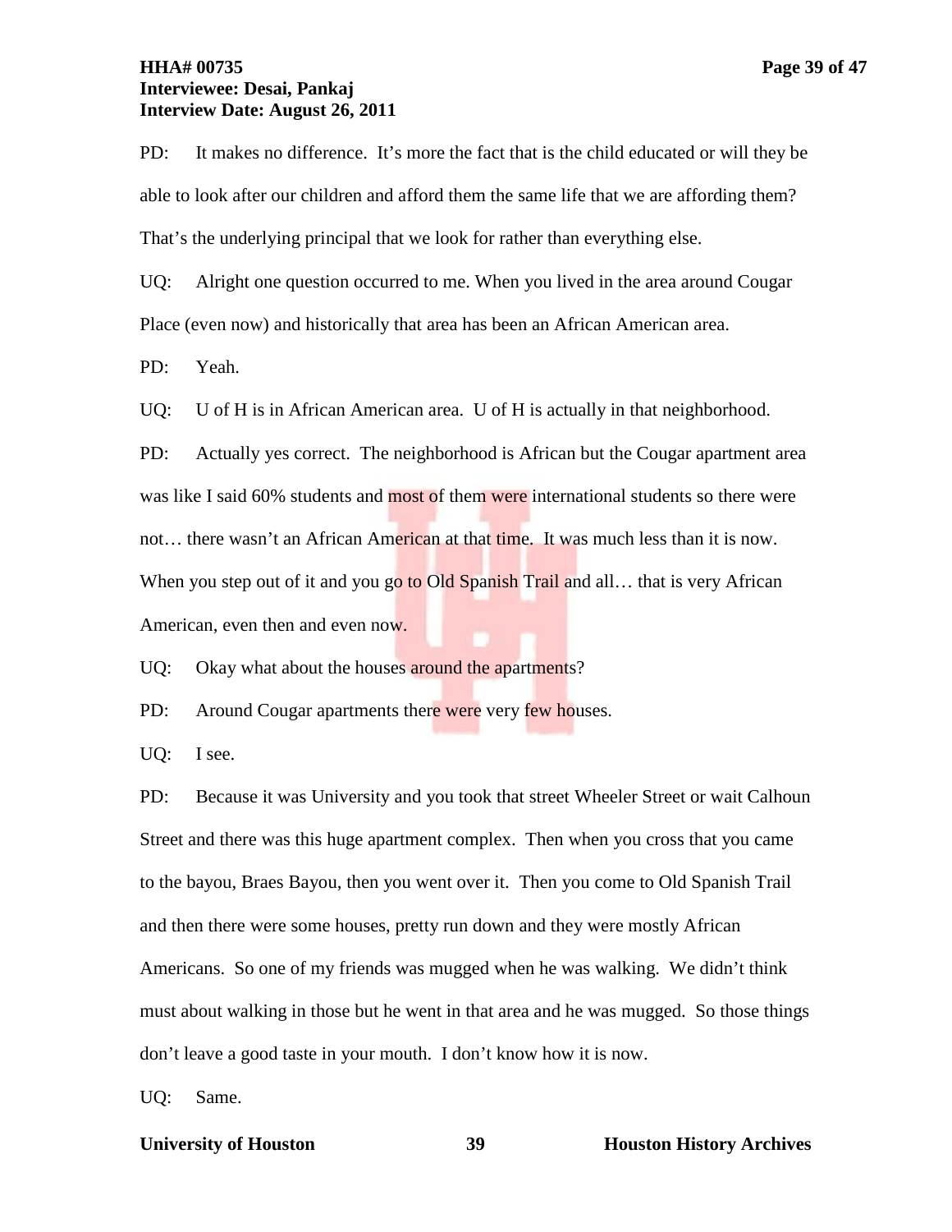PD: It makes no difference. It's more the fact that is the child educated or will they be able to look after our children and afford them the same life that we are affording them? That's the underlying principal that we look for rather than everything else.

UQ: Alright one question occurred to me. When you lived in the area around Cougar Place (even now) and historically that area has been an African American area.

PD: Yeah.

UQ: U of H is in African American area. U of H is actually in that neighborhood.

PD: Actually yes correct. The neighborhood is African but the Cougar apartment area was like I said 60% students and most of them were international students so there were not… there wasn't an African American at that time. It was much less than it is now. When you step out of it and you go to Old Spanish Trail and all… that is very African American, even then and even now.

UQ: Okay what about the houses around the apartments?

PD: Around Cougar apartments there were very few houses.

UQ: I see.

PD: Because it was University and you took that street Wheeler Street or wait Calhoun Street and there was this huge apartment complex. Then when you cross that you came to the bayou, Braes Bayou, then you went over it. Then you come to Old Spanish Trail and then there were some houses, pretty run down and they were mostly African Americans. So one of my friends was mugged when he was walking. We didn't think must about walking in those but he went in that area and he was mugged. So those things don't leave a good taste in your mouth. I don't know how it is now.

UQ: Same.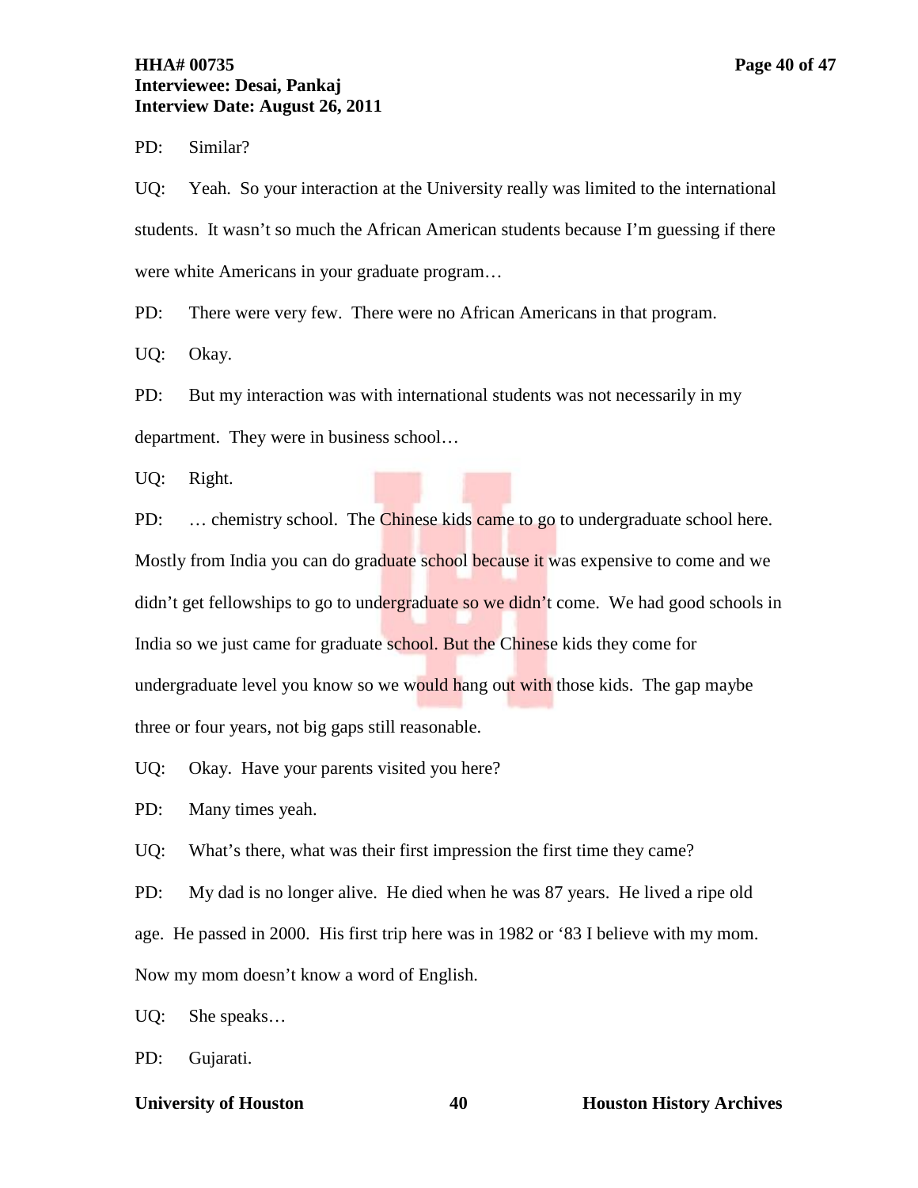PD: Similar?

UQ: Yeah. So your interaction at the University really was limited to the international students. It wasn't so much the African American students because I'm guessing if there were white Americans in your graduate program…

PD: There were very few. There were no African Americans in that program.

UQ: Okay.

PD: But my interaction was with international students was not necessarily in my department. They were in business school…

UQ: Right.

PD: … chemistry school. The Chinese kids came to go to undergraduate school here. Mostly from India you can do graduate school because it was expensive to come and we didn't get fellowships to go to undergraduate so we didn't come. We had good schools in India so we just came for graduate school. But the Chinese kids they come for undergraduate level you know so we would hang out with those kids. The gap maybe three or four years, not big gaps still reasonable.

UQ: Okay. Have your parents visited you here?

PD: Many times yeah.

UQ: What's there, what was their first impression the first time they came?

PD: My dad is no longer alive. He died when he was 87 years. He lived a ripe old age. He passed in 2000. His first trip here was in 1982 or '83 I believe with my mom. Now my mom doesn't know a word of English.

UQ: She speaks…

PD: Gujarati.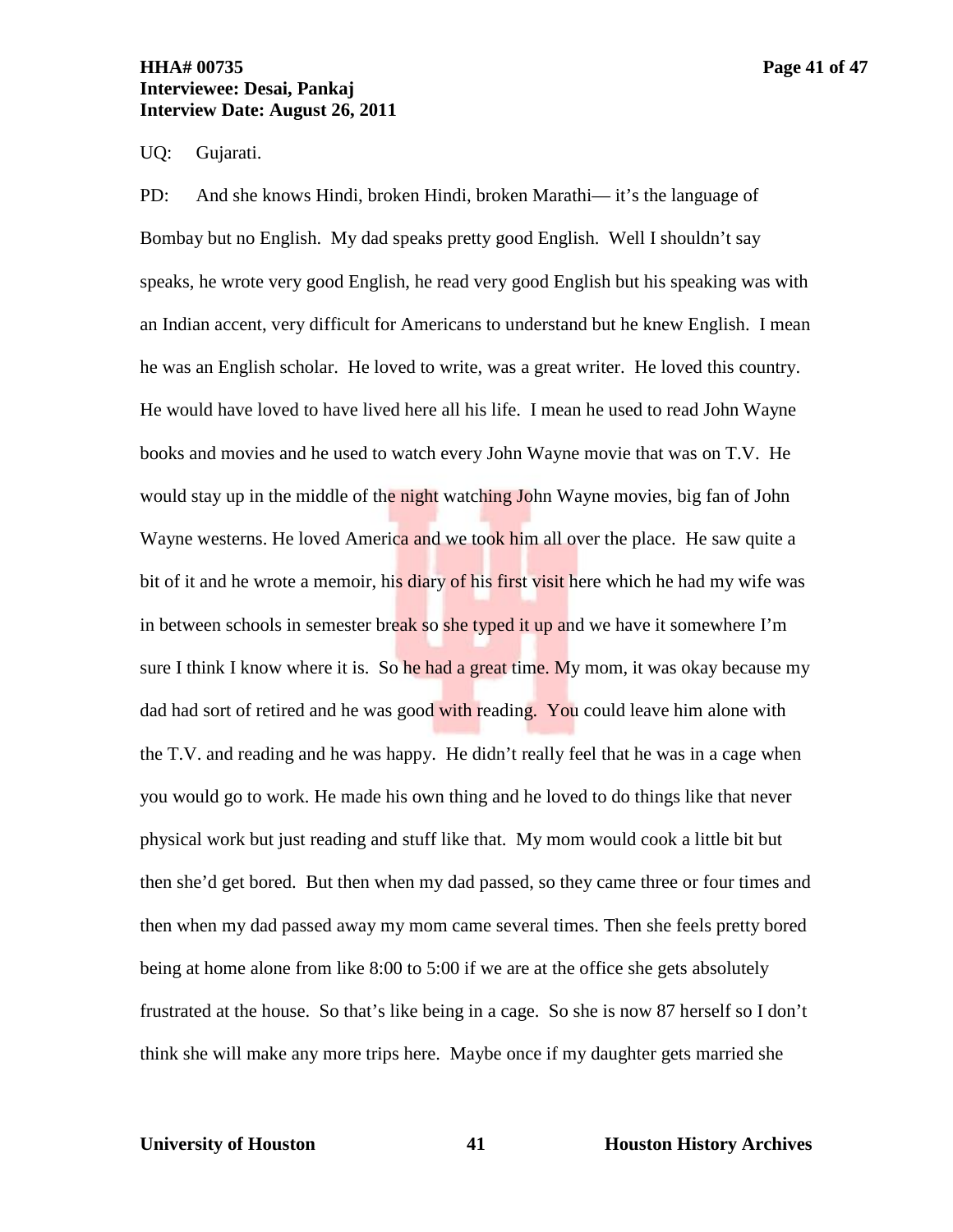UQ: Gujarati.

PD: And she knows Hindi, broken Hindi, broken Marathi— it's the language of Bombay but no English. My dad speaks pretty good English. Well I shouldn't say speaks, he wrote very good English, he read very good English but his speaking was with an Indian accent, very difficult for Americans to understand but he knew English. I mean he was an English scholar. He loved to write, was a great writer. He loved this country. He would have loved to have lived here all his life. I mean he used to read John Wayne books and movies and he used to watch every John Wayne movie that was on T.V. He would stay up in the middle of the night watching John Wayne movies, big fan of John Wayne westerns. He loved America and we took him all over the place. He saw quite a bit of it and he wrote a memoir, his diary of his first visit here which he had my wife was in between schools in semester break so she typed it up and we have it somewhere I'm sure I think I know where it is. So he had a great time. My mom, it was okay because my dad had sort of retired and he was good with reading. You could leave him alone with the T.V. and reading and he was happy. He didn't really feel that he was in a cage when you would go to work. He made his own thing and he loved to do things like that never physical work but just reading and stuff like that. My mom would cook a little bit but then she'd get bored. But then when my dad passed, so they came three or four times and then when my dad passed away my mom came several times. Then she feels pretty bored being at home alone from like 8:00 to 5:00 if we are at the office she gets absolutely frustrated at the house. So that's like being in a cage. So she is now 87 herself so I don't think she will make any more trips here. Maybe once if my daughter gets married she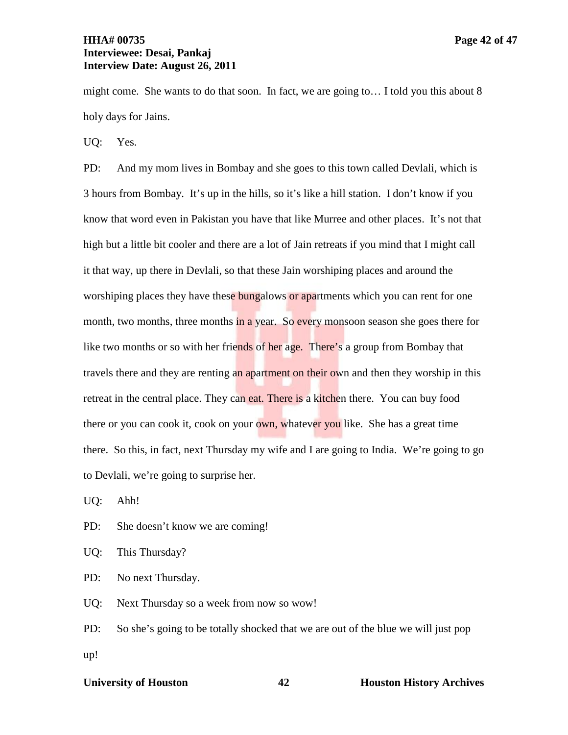might come. She wants to do that soon. In fact, we are going to… I told you this about 8 holy days for Jains.

UQ: Yes.

PD: And my mom lives in Bombay and she goes to this town called Devlali, which is 3 hours from Bombay. It's up in the hills, so it's like a hill station. I don't know if you know that word even in Pakistan you have that like Murree and other places. It's not that high but a little bit cooler and there are a lot of Jain retreats if you mind that I might call it that way, up there in Devlali, so that these Jain worshiping places and around the worshiping places they have these bungalows or apartments which you can rent for one month, two months, three months in a year. So every monsoon season she goes there for like two months or so with her friends of her age. There's a group from Bombay that travels there and they are renting an apartment on their own and then they worship in this retreat in the central place. They can eat. There is a kitchen there. You can buy food there or you can cook it, cook on your own, whatever you like. She has a great time there. So this, in fact, next Thursday my wife and I are going to India. We're going to go to Devlali, we're going to surprise her.

UQ: Ahh!

PD: She doesn't know we are coming!

UQ: This Thursday?

PD: No next Thursday.

UQ: Next Thursday so a week from now so wow!

PD: So she's going to be totally shocked that we are out of the blue we will just pop up!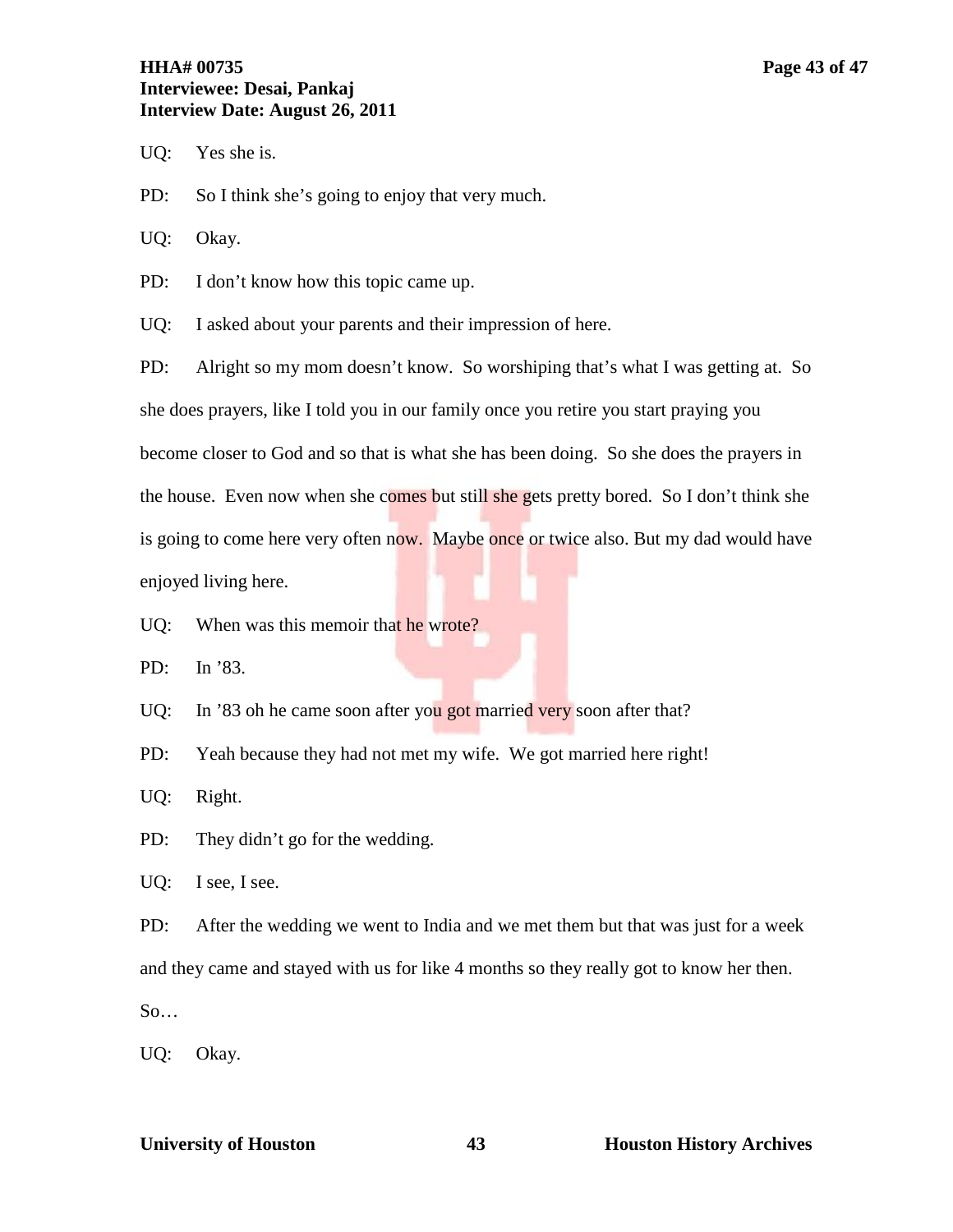UQ: Yes she is.

PD: So I think she's going to enjoy that very much.

UQ: Okay.

PD: I don't know how this topic came up.

UQ: I asked about your parents and their impression of here.

PD: Alright so my mom doesn't know. So worshiping that's what I was getting at. So she does prayers, like I told you in our family once you retire you start praying you become closer to God and so that is what she has been doing. So she does the prayers in the house. Even now when she comes but still she gets pretty bored. So I don't think she is going to come here very often now. Maybe once or twice also. But my dad would have enjoyed living here.

UQ: When was this memoir that he wrote?

PD: In '83.

UQ: In '83 oh he came soon after you got married very soon after that?

PD: Yeah because they had not met my wife. We got married here right!

UQ: Right.

PD: They didn't go for the wedding.

UQ: I see, I see.

PD: After the wedding we went to India and we met them but that was just for a week and they came and stayed with us for like 4 months so they really got to know her then. So…

UQ: Okay.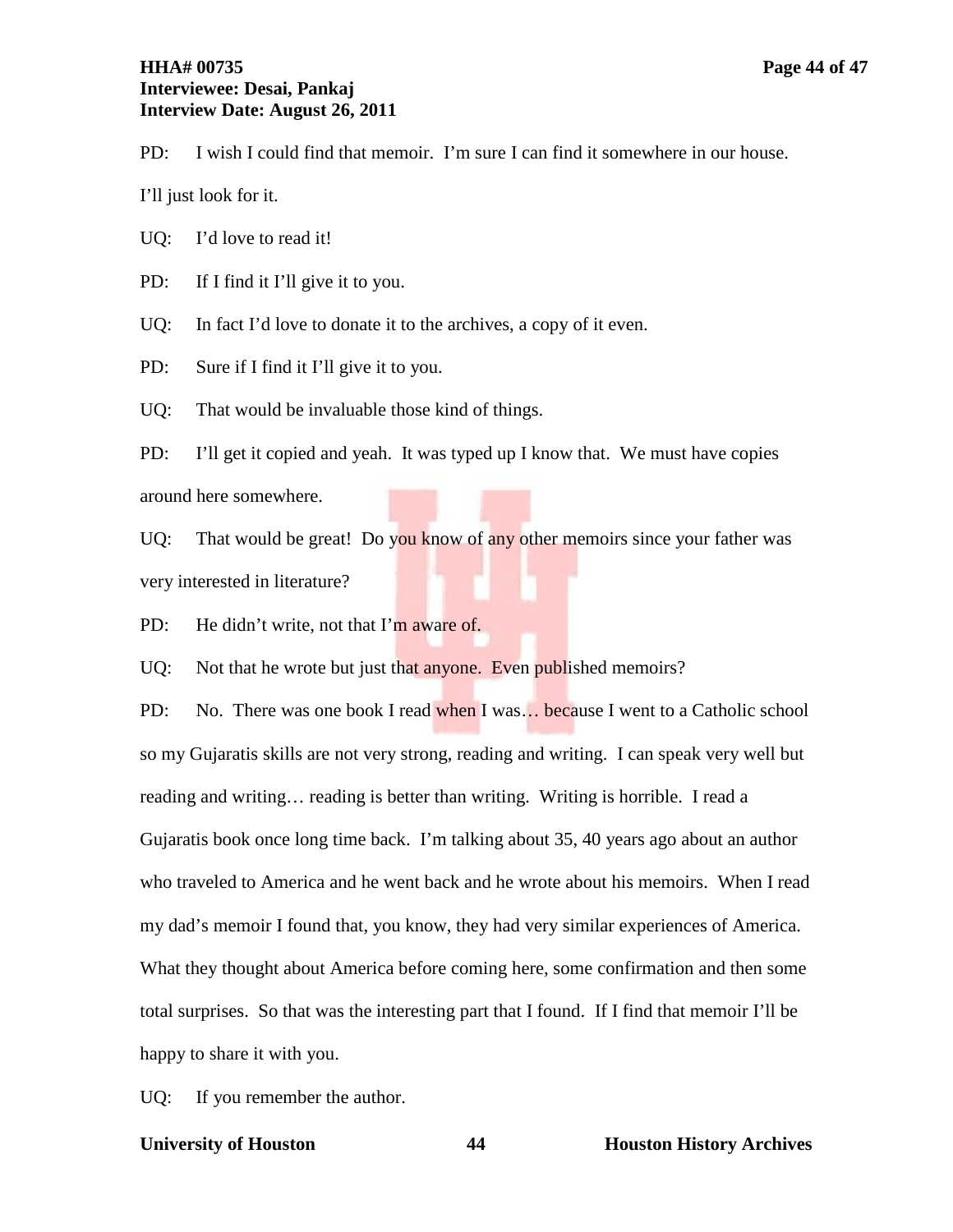PD: I wish I could find that memoir. I'm sure I can find it somewhere in our house. I'll just look for it.

UQ: I'd love to read it!

PD: If I find it I'll give it to you.

UQ: In fact I'd love to donate it to the archives, a copy of it even.

PD: Sure if I find it I'll give it to you.

UQ: That would be invaluable those kind of things.

PD: I'll get it copied and yeah. It was typed up I know that. We must have copies around here somewhere.

UQ: That would be great! Do you know of any other memoirs since your father was very interested in literature?

PD: He didn't write, not that I'm aware of.

UQ: Not that he wrote but just that anyone. Even published memoirs?

PD: No. There was one book I read when I was… because I went to a Catholic school so my Gujaratis skills are not very strong, reading and writing. I can speak very well but reading and writing… reading is better than writing. Writing is horrible. I read a Gujaratis book once long time back. I'm talking about 35, 40 years ago about an author who traveled to America and he went back and he wrote about his memoirs. When I read my dad's memoir I found that, you know, they had very similar experiences of America. What they thought about America before coming here, some confirmation and then some total surprises. So that was the interesting part that I found. If I find that memoir I'll be happy to share it with you.

UQ: If you remember the author.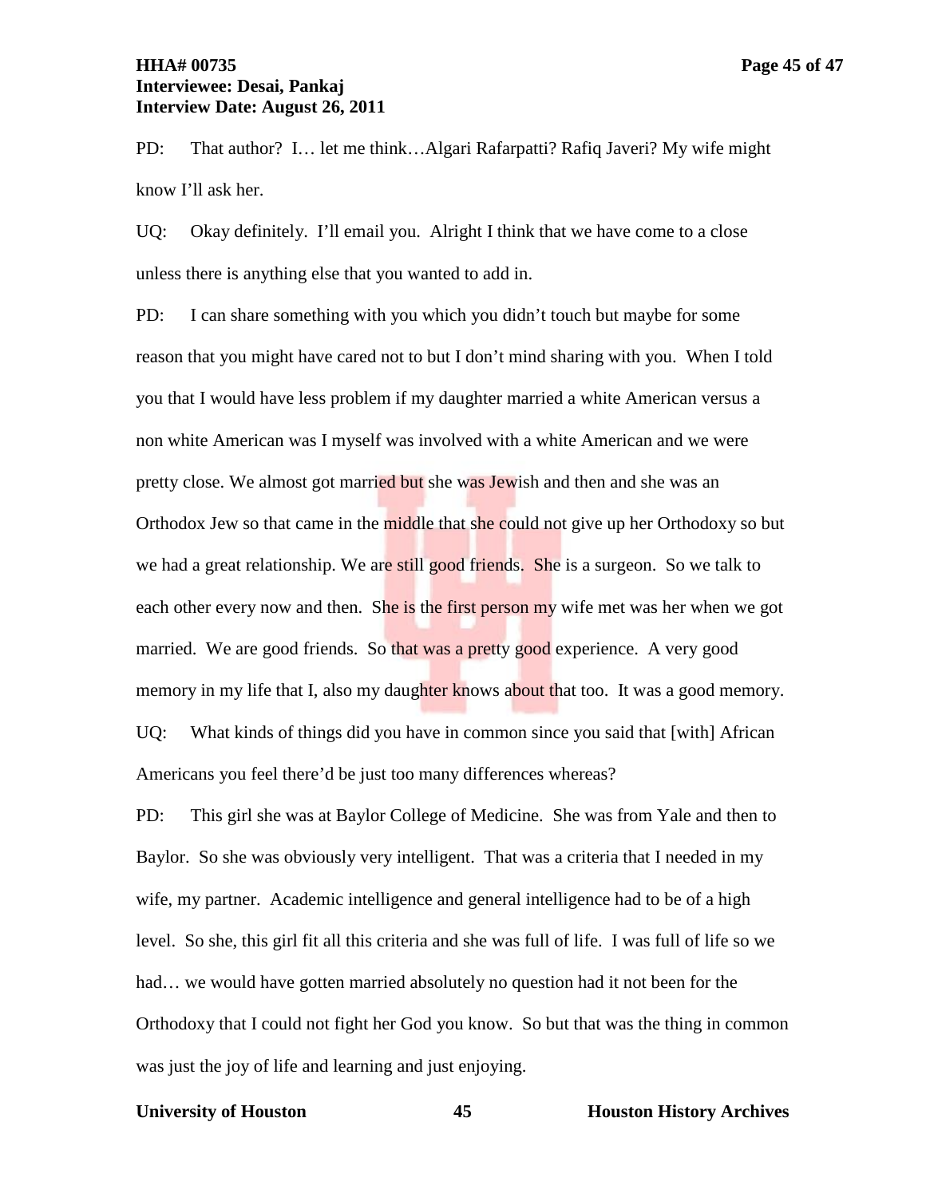PD: That author? I… let me think…Algari Rafarpatti? Rafiq Javeri? My wife might know I'll ask her.

UQ: Okay definitely. I'll email you. Alright I think that we have come to a close unless there is anything else that you wanted to add in.

PD: I can share something with you which you didn't touch but maybe for some reason that you might have cared not to but I don't mind sharing with you. When I told you that I would have less problem if my daughter married a white American versus a non white American was I myself was involved with a white American and we were pretty close. We almost got married but she was Jewish and then and she was an Orthodox Jew so that came in the middle that she could not give up her Orthodoxy so but we had a great relationship. We are still good friends. She is a surgeon. So we talk to each other every now and then. She is the first person my wife met was her when we got married. We are good friends. So that was a pretty good experience. A very good memory in my life that I, also my daughter knows about that too. It was a good memory.

UQ: What kinds of things did you have in common since you said that [with] African Americans you feel there'd be just too many differences whereas?

PD: This girl she was at Baylor College of Medicine. She was from Yale and then to Baylor. So she was obviously very intelligent. That was a criteria that I needed in my wife, my partner. Academic intelligence and general intelligence had to be of a high level. So she, this girl fit all this criteria and she was full of life. I was full of life so we had… we would have gotten married absolutely no question had it not been for the Orthodoxy that I could not fight her God you know. So but that was the thing in common was just the joy of life and learning and just enjoying.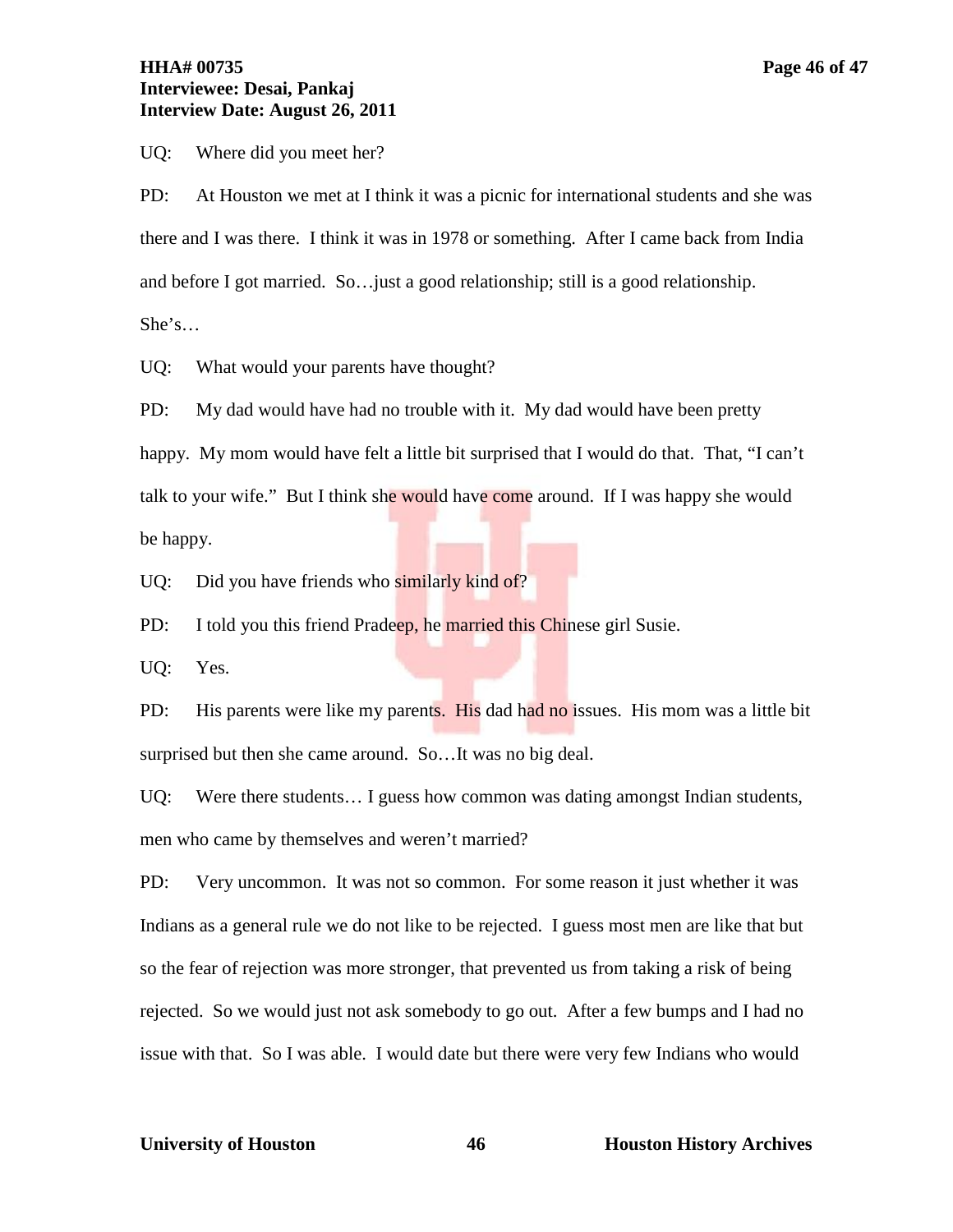UQ: Where did you meet her?

PD: At Houston we met at I think it was a picnic for international students and she was there and I was there. I think it was in 1978 or something. After I came back from India and before I got married. So…just a good relationship; still is a good relationship. She's…

UQ: What would your parents have thought?

PD: My dad would have had no trouble with it. My dad would have been pretty happy. My mom would have felt a little bit surprised that I would do that. That, "I can't talk to your wife." But I think she would have come around. If I was happy she would be happy.

UQ: Did you have friends who similarly kind of?

PD: I told you this friend Pradeep, he married this Chinese girl Susie.

UQ: Yes.

PD: His parents were like my parents. His dad had no issues. His mom was a little bit surprised but then she came around. So…It was no big deal.

UQ: Were there students… I guess how common was dating amongst Indian students, men who came by themselves and weren't married?

PD: Very uncommon. It was not so common. For some reason it just whether it was Indians as a general rule we do not like to be rejected. I guess most men are like that but so the fear of rejection was more stronger, that prevented us from taking a risk of being rejected. So we would just not ask somebody to go out. After a few bumps and I had no issue with that. So I was able. I would date but there were very few Indians who would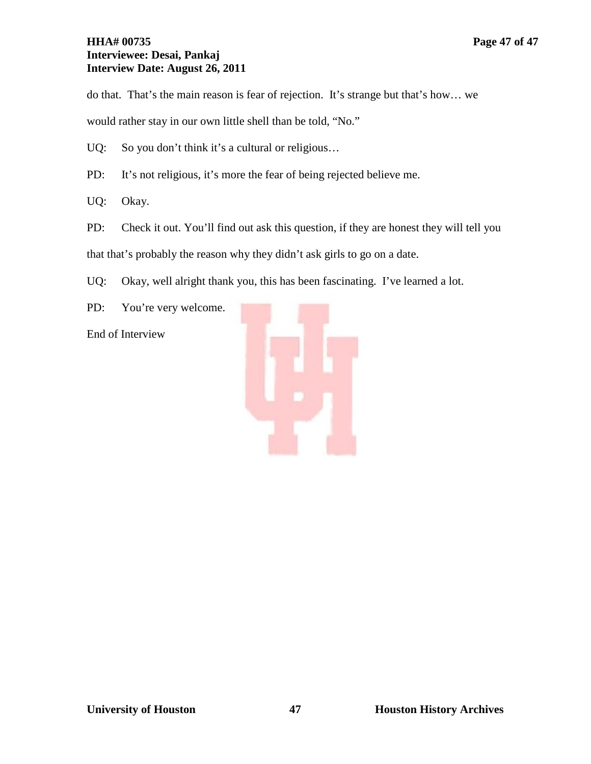do that. That's the main reason is fear of rejection. It's strange but that's how… we would rather stay in our own little shell than be told, "No."

UQ: So you don't think it's a cultural or religious…

PD: It's not religious, it's more the fear of being rejected believe me.

UQ: Okay.

PD: Check it out. You'll find out ask this question, if they are honest they will tell you that that's probably the reason why they didn't ask girls to go on a date.

UQ: Okay, well alright thank you, this has been fascinating. I've learned a lot.

PD: You're very welcome.

End of Interview